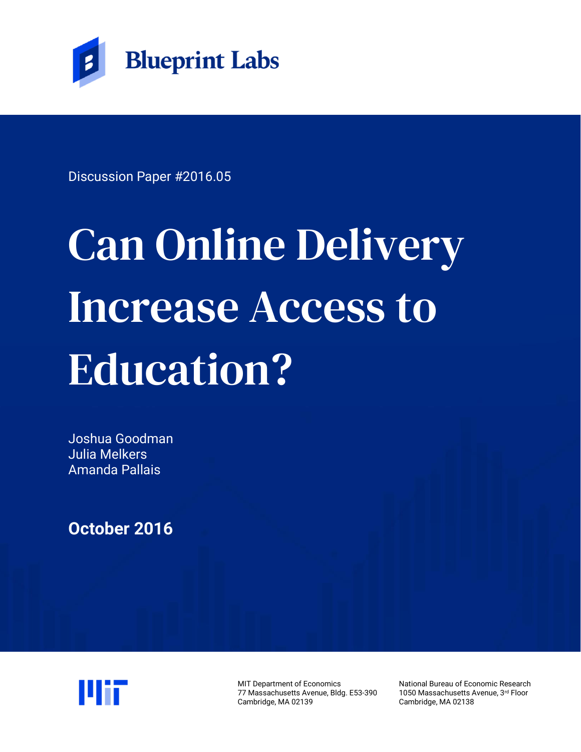Blueprint Labs

Discussion Paper #2016.05

# Can Online Delivery Increase Access to Education?

Joshua Goodman
Julia Melkers
Amanda Pallais

**October 2016**

MIT Department of Economics
77 Massachusetts Avenue, Bldg. E53-390
Cambridge, MA 02139

National Bureau of Economic Research
1050 Massachusetts Avenue, 3rd Floor
Cambridge, MA 02138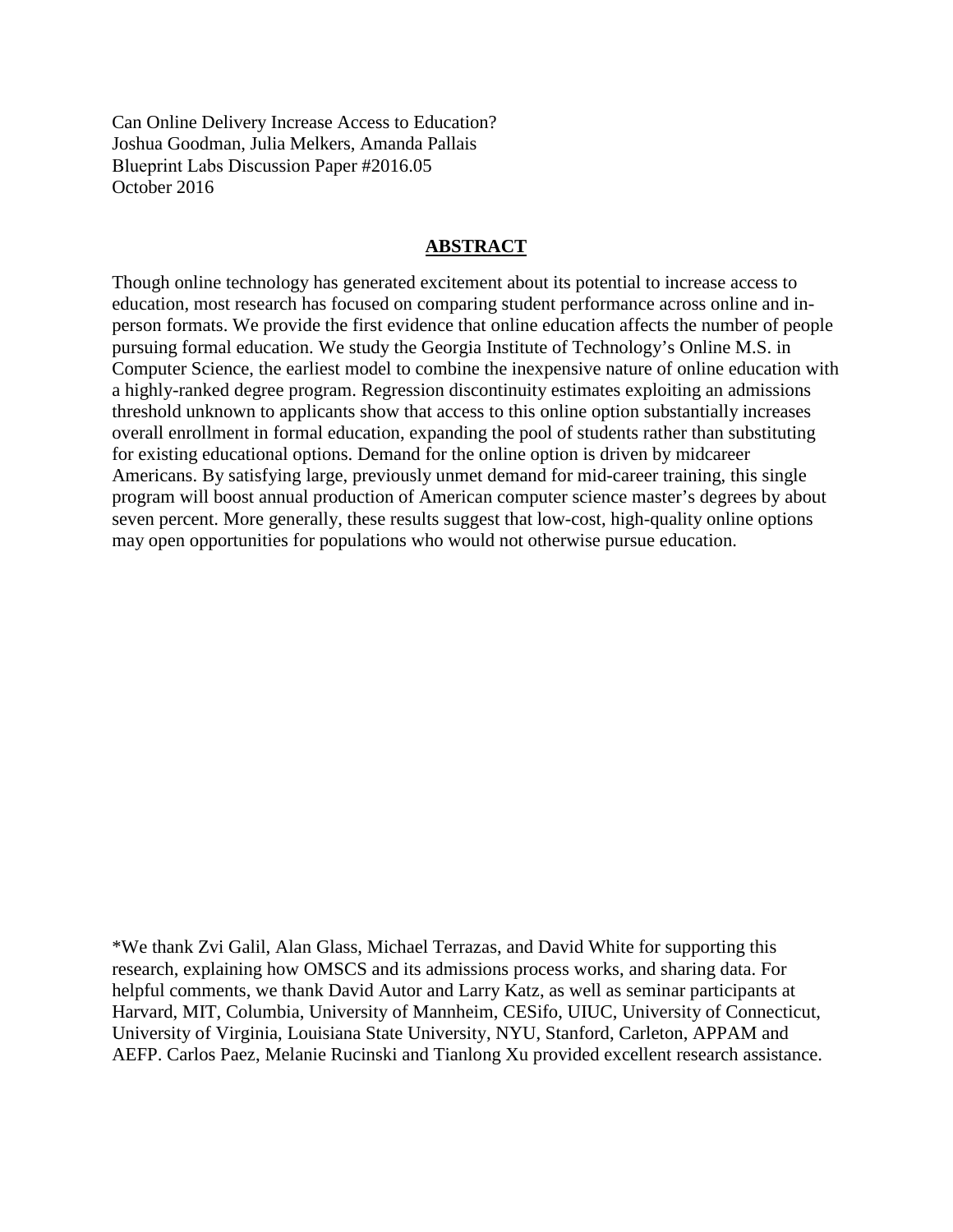Can Online Delivery Increase Access to Education?
Joshua Goodman, Julia Melkers, Amanda Pallais
Blueprint Labs Discussion Paper #2016.05
October 2016

## ABSTRACT

Though online technology has generated excitement about its potential to increase access to education, most research has focused on comparing student performance across online and in-person formats. We provide the first evidence that online education affects the number of people pursuing formal education. We study the Georgia Institute of Technology's Online M.S. in Computer Science, the earliest model to combine the inexpensive nature of online education with a highly-ranked degree program. Regression discontinuity estimates exploiting an admissions threshold unknown to applicants show that access to this online option substantially increases overall enrollment in formal education, expanding the pool of students rather than substituting for existing educational options. Demand for the online option is driven by midcareer Americans. By satisfying large, previously unmet demand for mid-career training, this single program will boost annual production of American computer science master's degrees by about seven percent. More generally, these results suggest that low-cost, high-quality online options may open opportunities for populations who would not otherwise pursue education.

*We thank Zvi Galil, Alan Glass, Michael Terrazas, and David White for supporting this research, explaining how OMSCS and its admissions process works, and sharing data. For helpful comments, we thank David Autor and Larry Katz, as well as seminar participants at Harvard, MIT, Columbia, University of Mannheim, CESifo, UIUC, University of Connecticut, University of Virginia, Louisiana State University, NYU, Stanford, Carleton, APPAM and AEFP. Carlos Paez, Melanie Rucinski and Tianlong Xu provided excellent research assistance.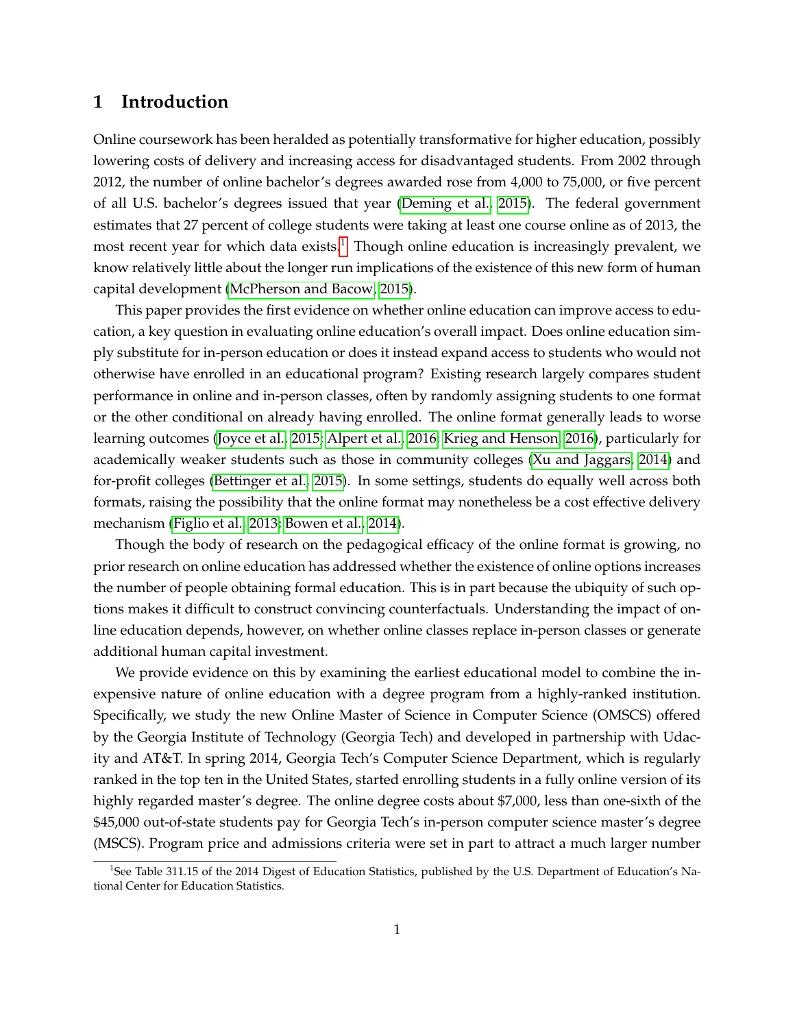# 1 Introduction

Online coursework has been heralded as potentially transformative for higher education, possibly lowering costs of delivery and increasing access for disadvantaged students. From 2002 through 2012, the number of online bachelor's degrees awarded rose from 4,000 to 75,000, or five percent of all U.S. bachelor's degrees issued that year (Deming et al., 2015). The federal government estimates that 27 percent of college students were taking at least one course online as of 2013, the most recent year for which data exists.[1] Though online education is increasingly prevalent, we know relatively little about the longer run implications of the existence of this new form of human capital development (McPherson and Bacow, 2015).

This paper provides the first evidence on whether online education can improve access to education, a key question in evaluating online education's overall impact. Does online education simply substitute for in-person education or does it instead expand access to students who would not otherwise have enrolled in an educational program? Existing research largely compares student performance in online and in-person classes, often by randomly assigning students to one format or the other conditional on already having enrolled. The online format generally leads to worse learning outcomes (Joyce et al., 2015; Alpert et al., 2016; Krieg and Henson, 2016), particularly for academically weaker students such as those in community colleges (Xu and Jaggars, 2014) and for-profit colleges (Bettinger et al., 2015). In some settings, students do equally well across both formats, raising the possibility that the online format may nonetheless be a cost effective delivery mechanism (Figlio et al., 2013; Bowen et al., 2014).

Though the body of research on the pedagogical efficacy of the online format is growing, no prior research on online education has addressed whether the existence of online options increases the number of people obtaining formal education. This is in part because the ubiquity of such options makes it difficult to construct convincing counterfactuals. Understanding the impact of online education depends, however, on whether online classes replace in-person classes or generate additional human capital investment.

We provide evidence on this by examining the earliest educational model to combine the inexpensive nature of online education with a degree program from a highly-ranked institution. Specifically, we study the new Online Master of Science in Computer Science (OMSCS) offered by the Georgia Institute of Technology (Georgia Tech) and developed in partnership with Udacity and AT&T. In spring 2014, Georgia Tech's Computer Science Department, which is regularly ranked in the top ten in the United States, started enrolling students in a fully online version of its highly regarded master's degree. The online degree costs about $7,000, less than one-sixth of the $45,000 out-of-state students pay for Georgia Tech's in-person computer science master's degree (MSCS). Program price and admissions criteria were set in part to attract a much larger number

[1] See Table 311.15 of the 2014 Digest of Education Statistics, published by the U.S. Department of Education's National Center for Education Statistics.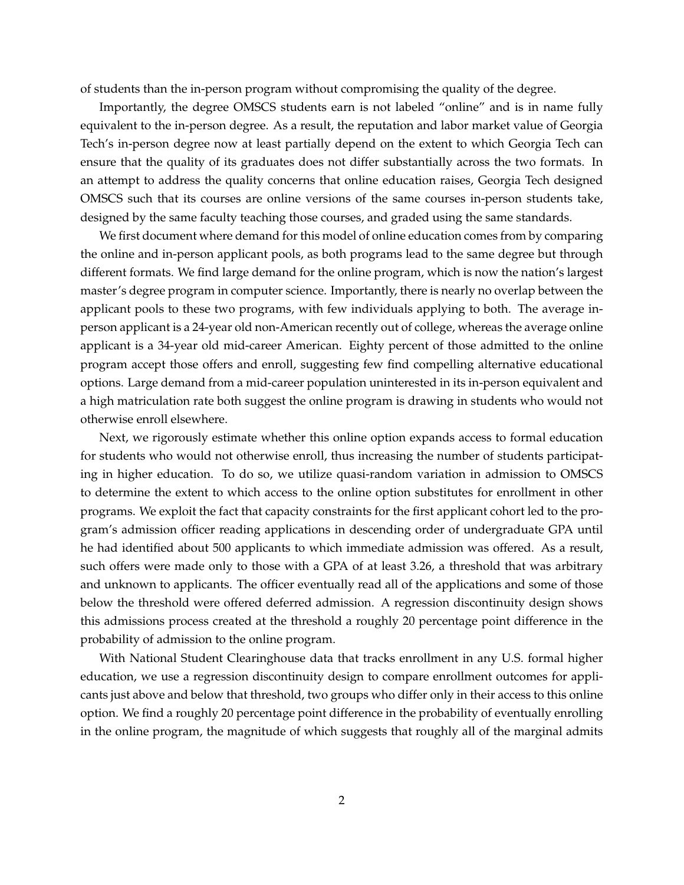of students than the in-person program without compromising the quality of the degree.

Importantly, the degree OMSCS students earn is not labeled "online" and is in name fully equivalent to the in-person degree. As a result, the reputation and labor market value of Georgia Tech's in-person degree now at least partially depend on the extent to which Georgia Tech can ensure that the quality of its graduates does not differ substantially across the two formats. In an attempt to address the quality concerns that online education raises, Georgia Tech designed OMSCS such that its courses are online versions of the same courses in-person students take, designed by the same faculty teaching those courses, and graded using the same standards.

We first document where demand for this model of online education comes from by comparing the online and in-person applicant pools, as both programs lead to the same degree but through different formats. We find large demand for the online program, which is now the nation's largest master's degree program in computer science. Importantly, there is nearly no overlap between the applicant pools to these two programs, with few individuals applying to both. The average in-person applicant is a 24-year old non-American recently out of college, whereas the average online applicant is a 34-year old mid-career American. Eighty percent of those admitted to the online program accept those offers and enroll, suggesting few find compelling alternative educational options. Large demand from a mid-career population uninterested in its in-person equivalent and a high matriculation rate both suggest the online program is drawing in students who would not otherwise enroll elsewhere.

Next, we rigorously estimate whether this online option expands access to formal education for students who would not otherwise enroll, thus increasing the number of students participating in higher education. To do so, we utilize quasi-random variation in admission to OMSCS to determine the extent to which access to the online option substitutes for enrollment in other programs. We exploit the fact that capacity constraints for the first applicant cohort led to the program's admission officer reading applications in descending order of undergraduate GPA until he had identified about 500 applicants to which immediate admission was offered. As a result, such offers were made only to those with a GPA of at least 3.26, a threshold that was arbitrary and unknown to applicants. The officer eventually read all of the applications and some of those below the threshold were offered deferred admission. A regression discontinuity design shows this admissions process created at the threshold a roughly 20 percentage point difference in the probability of admission to the online program.

With National Student Clearinghouse data that tracks enrollment in any U.S. formal higher education, we use a regression discontinuity design to compare enrollment outcomes for applicants just above and below that threshold, two groups who differ only in their access to this online option. We find a roughly 20 percentage point difference in the probability of eventually enrolling in the online program, the magnitude of which suggests that roughly all of the marginal admits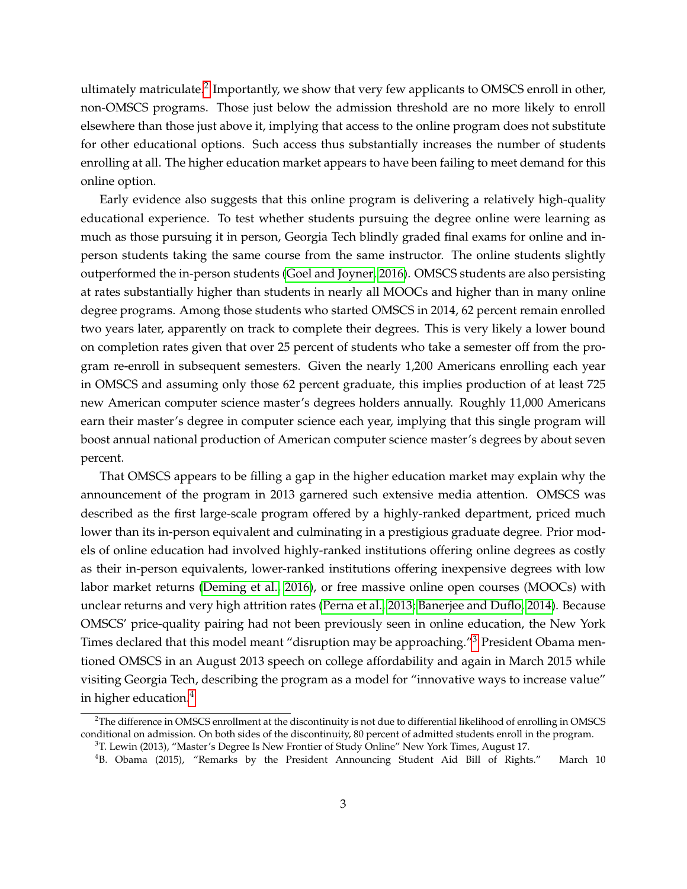ultimately matriculate.[2] Importantly, we show that very few applicants to OMSCS enroll in other, non-OMSCS programs. Those just below the admission threshold are no more likely to enroll elsewhere than those just above it, implying that access to the online program does not substitute for other educational options. Such access thus substantially increases the number of students enrolling at all. The higher education market appears to have been failing to meet demand for this online option.

Early evidence also suggests that this online program is delivering a relatively high-quality educational experience. To test whether students pursuing the degree online were learning as much as those pursuing it in person, Georgia Tech blindly graded final exams for online and in-person students taking the same course from the same instructor. The online students slightly outperformed the in-person students (Goel and Joyner, 2016). OMSCS students are also persisting at rates substantially higher than students in nearly all MOOCs and higher than in many online degree programs. Among those students who started OMSCS in 2014, 62 percent remain enrolled two years later, apparently on track to complete their degrees. This is very likely a lower bound on completion rates given that over 25 percent of students who take a semester off from the program re-enroll in subsequent semesters. Given the nearly 1,200 Americans enrolling each year in OMSCS and assuming only those 62 percent graduate, this implies production of at least 725 new American computer science master's degrees holders annually. Roughly 11,000 Americans earn their master's degree in computer science each year, implying that this single program will boost annual national production of American computer science master's degrees by about seven percent.

That OMSCS appears to be filling a gap in the higher education market may explain why the announcement of the program in 2013 garnered such extensive media attention. OMSCS was described as the first large-scale program offered by a highly-ranked department, priced much lower than its in-person equivalent and culminating in a prestigious graduate degree. Prior models of online education had involved highly-ranked institutions offering online degrees as costly as their in-person equivalents, lower-ranked institutions offering inexpensive degrees with low labor market returns (Deming et al., 2016), or free massive online open courses (MOOCs) with unclear returns and very high attrition rates (Perna et al., 2013; Banerjee and Duflo, 2014). Because OMSCS' price-quality pairing had not been previously seen in online education, the New York Times declared that this model meant "disruption may be approaching."[3] President Obama mentioned OMSCS in an August 2013 speech on college affordability and again in March 2015 while visiting Georgia Tech, describing the program as a model for "innovative ways to increase value" in higher education.[4]

---

[2] The difference in OMSCS enrollment at the discontinuity is not due to differential likelihood of enrolling in OMSCS conditional on admission. On both sides of the discontinuity, 80 percent of admitted students enroll in the program.

[3] T. Lewin (2013), "Master's Degree Is New Frontier of Study Online" New York Times, August 17.

[4] B. Obama (2015), "Remarks by the President Announcing Student Aid Bill of Rights." March 10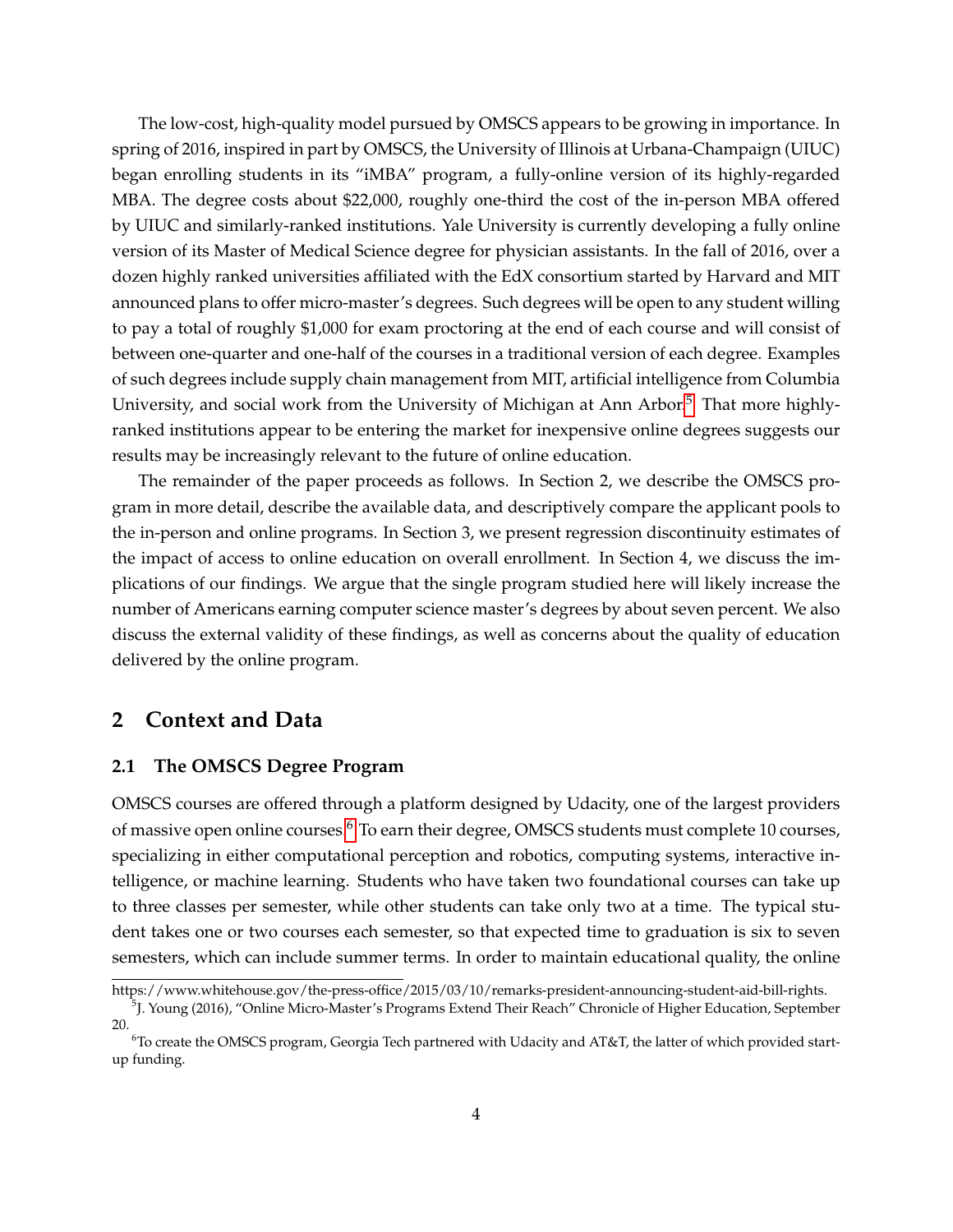The low-cost, high-quality model pursued by OMSCS appears to be growing in importance. In spring of 2016, inspired in part by OMSCS, the University of Illinois at Urbana-Champaign (UIUC) began enrolling students in its "iMBA" program, a fully-online version of its highly-regarded MBA. The degree costs about $22,000, roughly one-third the cost of the in-person MBA offered by UIUC and similarly-ranked institutions. Yale University is currently developing a fully online version of its Master of Medical Science degree for physician assistants. In the fall of 2016, over a dozen highly ranked universities affiliated with the EdX consortium started by Harvard and MIT announced plans to offer micro-master's degrees. Such degrees will be open to any student willing to pay a total of roughly $1,000 for exam proctoring at the end of each course and will consist of between one-quarter and one-half of the courses in a traditional version of each degree. Examples of such degrees include supply chain management from MIT, artificial intelligence from Columbia University, and social work from the University of Michigan at Ann Arbor.[5] That more highly-ranked institutions appear to be entering the market for inexpensive online degrees suggests our results may be increasingly relevant to the future of online education.

The remainder of the paper proceeds as follows. In Section 2, we describe the OMSCS program in more detail, describe the available data, and descriptively compare the applicant pools to the in-person and online programs. In Section 3, we present regression discontinuity estimates of the impact of access to online education on overall enrollment. In Section 4, we discuss the implications of our findings. We argue that the single program studied here will likely increase the number of Americans earning computer science master's degrees by about seven percent. We also discuss the external validity of these findings, as well as concerns about the quality of education delivered by the online program.

## 2 Context and Data

### 2.1 The OMSCS Degree Program

OMSCS courses are offered through a platform designed by Udacity, one of the largest providers of massive open online courses.[6] To earn their degree, OMSCS students must complete 10 courses, specializing in either computational perception and robotics, computing systems, interactive intelligence, or machine learning. Students who have taken two foundational courses can take up to three classes per semester, while other students can take only two at a time. The typical student takes one or two courses each semester, so that expected time to graduation is six to seven semesters, which can include summer terms. In order to maintain educational quality, the online

https://www.whitehouse.gov/the-press-office/2015/03/10/remarks-president-announcing-student-aid-bill-rights.

[5] J. Young (2016), "Online Micro-Master's Programs Extend Their Reach" Chronicle of Higher Education, September 20.

[6] To create the OMSCS program, Georgia Tech partnered with Udacity and AT&T, the latter of which provided start-up funding.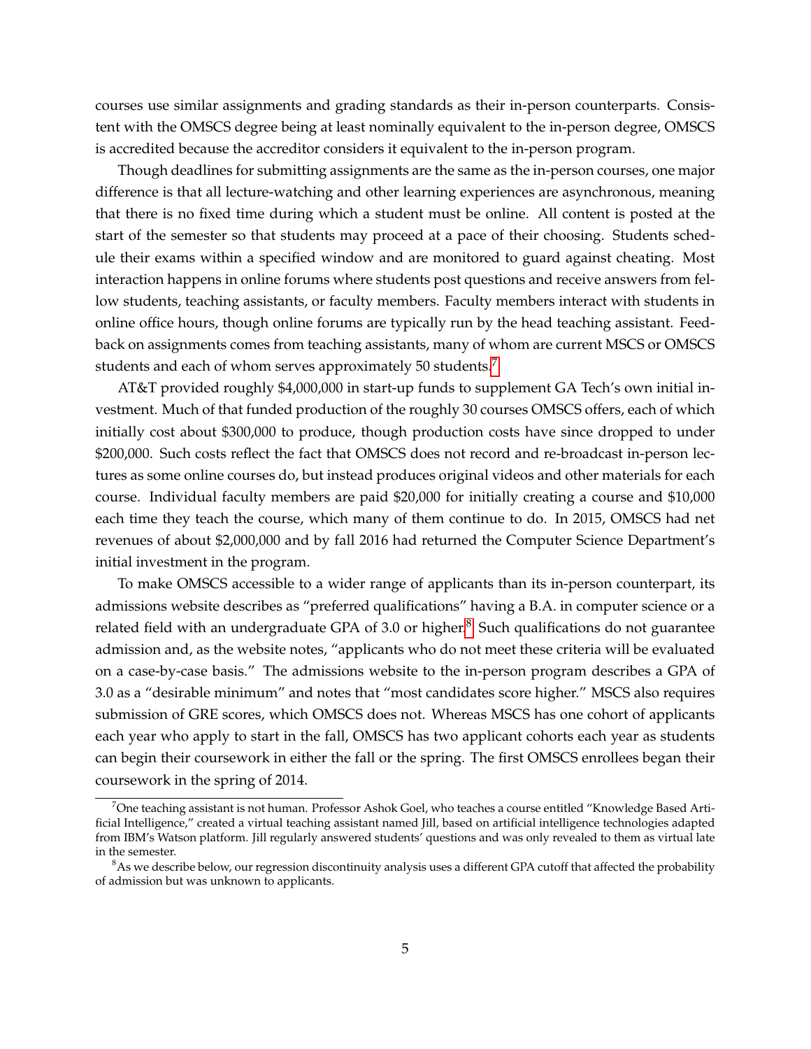courses use similar assignments and grading standards as their in-person counterparts. Consistent with the OMSCS degree being at least nominally equivalent to the in-person degree, OMSCS is accredited because the accreditor considers it equivalent to the in-person program.

Though deadlines for submitting assignments are the same as the in-person courses, one major difference is that all lecture-watching and other learning experiences are asynchronous, meaning that there is no fixed time during which a student must be online. All content is posted at the start of the semester so that students may proceed at a pace of their choosing. Students schedule their exams within a specified window and are monitored to guard against cheating. Most interaction happens in online forums where students post questions and receive answers from fellow students, teaching assistants, or faculty members. Faculty members interact with students in online office hours, though online forums are typically run by the head teaching assistant. Feedback on assignments comes from teaching assistants, many of whom are current MSCS or OMSCS students and each of whom serves approximately 50 students.[7]

AT&T provided roughly $4,000,000 in start-up funds to supplement GA Tech's own initial investment. Much of that funded production of the roughly 30 courses OMSCS offers, each of which initially cost about $300,000 to produce, though production costs have since dropped to under $200,000. Such costs reflect the fact that OMSCS does not record and re-broadcast in-person lectures as some online courses do, but instead produces original videos and other materials for each course. Individual faculty members are paid $20,000 for initially creating a course and $10,000 each time they teach the course, which many of them continue to do. In 2015, OMSCS had net revenues of about $2,000,000 and by fall 2016 had returned the Computer Science Department's initial investment in the program.

To make OMSCS accessible to a wider range of applicants than its in-person counterpart, its admissions website describes as "preferred qualifications" having a B.A. in computer science or a related field with an undergraduate GPA of 3.0 or higher.[8] Such qualifications do not guarantee admission and, as the website notes, "applicants who do not meet these criteria will be evaluated on a case-by-case basis." The admissions website to the in-person program describes a GPA of 3.0 as a "desirable minimum" and notes that "most candidates score higher." MSCS also requires submission of GRE scores, which OMSCS does not. Whereas MSCS has one cohort of applicants each year who apply to start in the fall, OMSCS has two applicant cohorts each year as students can begin their coursework in either the fall or the spring. The first OMSCS enrollees began their coursework in the spring of 2014.

[7] One teaching assistant is not human. Professor Ashok Goel, who teaches a course entitled "Knowledge Based Artificial Intelligence," created a virtual teaching assistant named Jill, based on artificial intelligence technologies adapted from IBM's Watson platform. Jill regularly answered students' questions and was only revealed to them as virtual late in the semester.

[8] As we describe below, our regression discontinuity analysis uses a different GPA cutoff that affected the probability of admission but was unknown to applicants.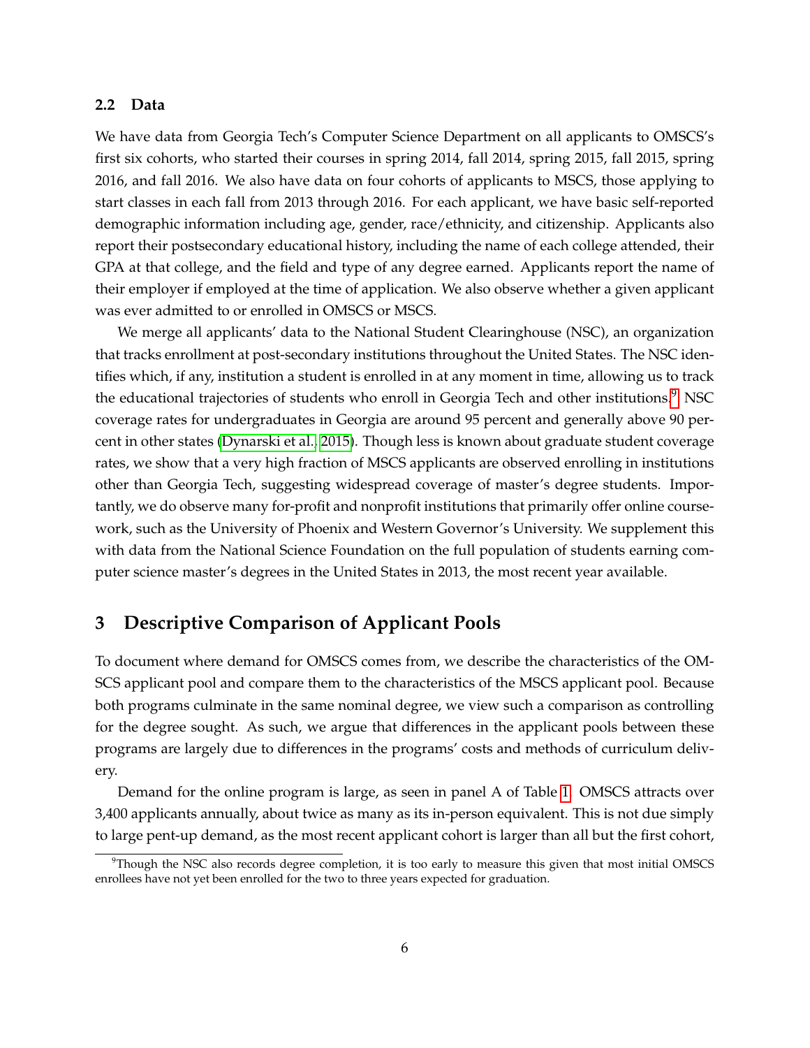### 2.2 Data

We have data from Georgia Tech's Computer Science Department on all applicants to OMSCS's first six cohorts, who started their courses in spring 2014, fall 2014, spring 2015, fall 2015, spring 2016, and fall 2016. We also have data on four cohorts of applicants to MSCS, those applying to start classes in each fall from 2013 through 2016. For each applicant, we have basic self-reported demographic information including age, gender, race/ethnicity, and citizenship. Applicants also report their postsecondary educational history, including the name of each college attended, their GPA at that college, and the field and type of any degree earned. Applicants report the name of their employer if employed at the time of application. We also observe whether a given applicant was ever admitted to or enrolled in OMSCS or MSCS.

We merge all applicants' data to the National Student Clearinghouse (NSC), an organization that tracks enrollment at post-secondary institutions throughout the United States. The NSC identifies which, if any, institution a student is enrolled in at any moment in time, allowing us to track the educational trajectories of students who enroll in Georgia Tech and other institutions.[9] NSC coverage rates for undergraduates in Georgia are around 95 percent and generally above 90 percent in other states (Dynarski et al., 2015). Though less is known about graduate student coverage rates, we show that a very high fraction of MSCS applicants are observed enrolling in institutions other than Georgia Tech, suggesting widespread coverage of master's degree students. Importantly, we do observe many for-profit and nonprofit institutions that primarily offer online coursework, such as the University of Phoenix and Western Governor's University. We supplement this with data from the National Science Foundation on the full population of students earning computer science master's degrees in the United States in 2013, the most recent year available.

# 3 Descriptive Comparison of Applicant Pools

To document where demand for OMSCS comes from, we describe the characteristics of the OMSCS applicant pool and compare them to the characteristics of the MSCS applicant pool. Because both programs culminate in the same nominal degree, we view such a comparison as controlling for the degree sought. As such, we argue that differences in the applicant pools between these programs are largely due to differences in the programs' costs and methods of curriculum delivery.

Demand for the online program is large, as seen in panel A of Table 1. OMSCS attracts over 3,400 applicants annually, about twice as many as its in-person equivalent. This is not due simply to large pent-up demand, as the most recent applicant cohort is larger than all but the first cohort,

[9] Though the NSC also records degree completion, it is too early to measure this given that most initial OMSCS enrollees have not yet been enrolled for the two to three years expected for graduation.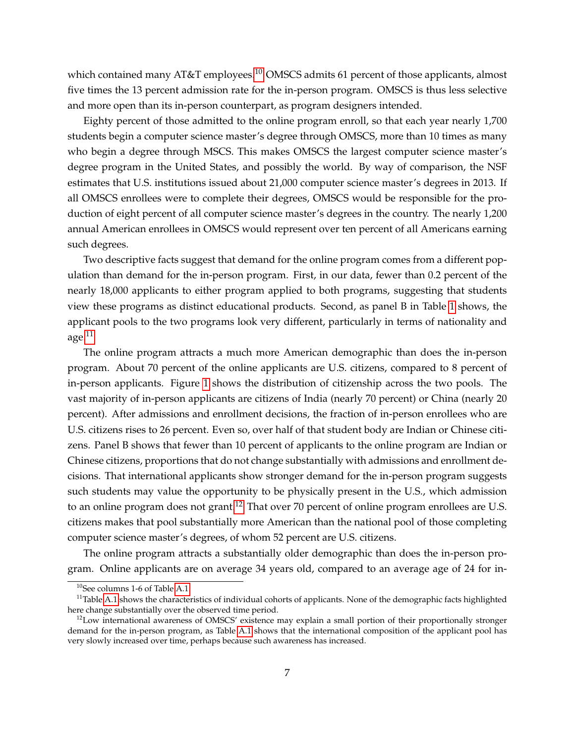which contained many AT&T employees.[10] OMSCS admits 61 percent of those applicants, almost five times the 13 percent admission rate for the in-person program. OMSCS is thus less selective and more open than its in-person counterpart, as program designers intended.

Eighty percent of those admitted to the online program enroll, so that each year nearly 1,700 students begin a computer science master's degree through OMSCS, more than 10 times as many who begin a degree through MSCS. This makes OMSCS the largest computer science master's degree program in the United States, and possibly the world. By way of comparison, the NSF estimates that U.S. institutions issued about 21,000 computer science master's degrees in 2013. If all OMSCS enrollees were to complete their degrees, OMSCS would be responsible for the production of eight percent of all computer science master's degrees in the country. The nearly 1,200 annual American enrollees in OMSCS would represent over ten percent of all Americans earning such degrees.

Two descriptive facts suggest that demand for the online program comes from a different population than demand for the in-person program. First, in our data, fewer than 0.2 percent of the nearly 18,000 applicants to either program applied to both programs, suggesting that students view these programs as distinct educational products. Second, as panel B in Table 1 shows, the applicant pools to the two programs look very different, particularly in terms of nationality and age.[11]

The online program attracts a much more American demographic than does the in-person program. About 70 percent of the online applicants are U.S. citizens, compared to 8 percent of in-person applicants. Figure 1 shows the distribution of citizenship across the two pools. The vast majority of in-person applicants are citizens of India (nearly 70 percent) or China (nearly 20 percent). After admissions and enrollment decisions, the fraction of in-person enrollees who are U.S. citizens rises to 26 percent. Even so, over half of that student body are Indian or Chinese citizens. Panel B shows that fewer than 10 percent of applicants to the online program are Indian or Chinese citizens, proportions that do not change substantially with admissions and enrollment decisions. That international applicants show stronger demand for the in-person program suggests such students may value the opportunity to be physically present in the U.S., which admission to an online program does not grant.[12] That over 70 percent of online program enrollees are U.S. citizens makes that pool substantially more American than the national pool of those completing computer science master's degrees, of whom 52 percent are U.S. citizens.

The online program attracts a substantially older demographic than does the in-person program. Online applicants are on average 34 years old, compared to an average age of 24 for in-

[10] See columns 1-6 of Table A.1.

[11] Table A.1 shows the characteristics of individual cohorts of applicants. None of the demographic facts highlighted here change substantially over the observed time period.

[12] Low international awareness of OMSCS' existence may explain a small portion of their proportionally stronger demand for the in-person program, as Table A.1 shows that the international composition of the applicant pool has very slowly increased over time, perhaps because such awareness has increased.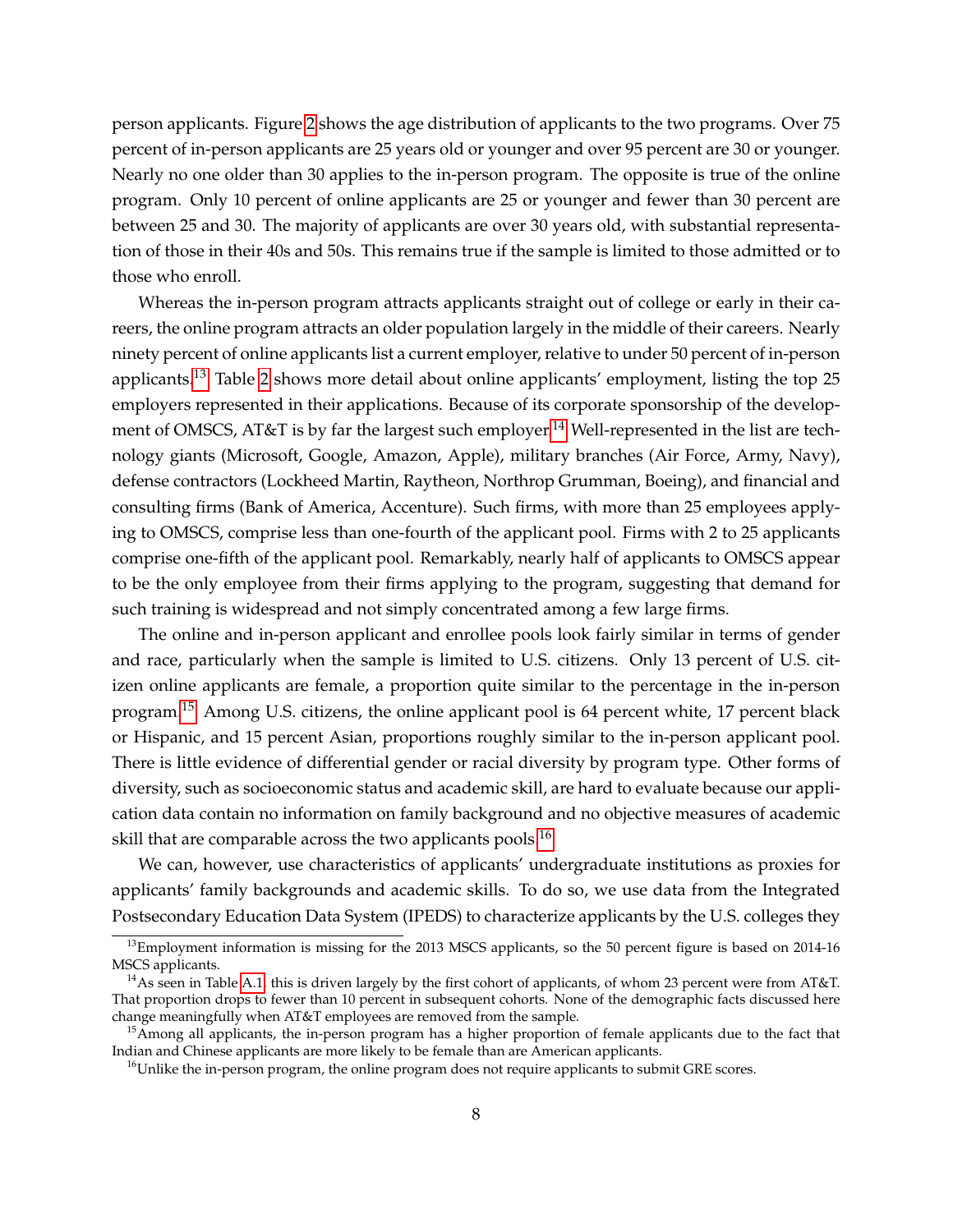person applicants. Figure 2 shows the age distribution of applicants to the two programs. Over 75 percent of in-person applicants are 25 years old or younger and over 95 percent are 30 or younger. Nearly no one older than 30 applies to the in-person program. The opposite is true of the online program. Only 10 percent of online applicants are 25 or younger and fewer than 30 percent are between 25 and 30. The majority of applicants are over 30 years old, with substantial representation of those in their 40s and 50s. This remains true if the sample is limited to those admitted or to those who enroll.

Whereas the in-person program attracts applicants straight out of college or early in their careers, the online program attracts an older population largely in the middle of their careers. Nearly ninety percent of online applicants list a current employer, relative to under 50 percent of in-person applicants.[13] Table 2 shows more detail about online applicants' employment, listing the top 25 employers represented in their applications. Because of its corporate sponsorship of the development of OMSCS, AT&T is by far the largest such employer.[14] Well-represented in the list are technology giants (Microsoft, Google, Amazon, Apple), military branches (Air Force, Army, Navy), defense contractors (Lockheed Martin, Raytheon, Northrop Grumman, Boeing), and financial and consulting firms (Bank of America, Accenture). Such firms, with more than 25 employees applying to OMSCS, comprise less than one-fourth of the applicant pool. Firms with 2 to 25 applicants comprise one-fifth of the applicant pool. Remarkably, nearly half of applicants to OMSCS appear to be the only employee from their firms applying to the program, suggesting that demand for such training is widespread and not simply concentrated among a few large firms.

The online and in-person applicant and enrollee pools look fairly similar in terms of gender and race, particularly when the sample is limited to U.S. citizens. Only 13 percent of U.S. citizen online applicants are female, a proportion quite similar to the percentage in the in-person program.[15] Among U.S. citizens, the online applicant pool is 64 percent white, 17 percent black or Hispanic, and 15 percent Asian, proportions roughly similar to the in-person applicant pool. There is little evidence of differential gender or racial diversity by program type. Other forms of diversity, such as socioeconomic status and academic skill, are hard to evaluate because our application data contain no information on family background and no objective measures of academic skill that are comparable across the two applicants pools.[16]

We can, however, use characteristics of applicants' undergraduate institutions as proxies for applicants' family backgrounds and academic skills. To do so, we use data from the Integrated Postsecondary Education Data System (IPEDS) to characterize applicants by the U.S. colleges they

---

[13] Employment information is missing for the 2013 MSCS applicants, so the 50 percent figure is based on 2014-16 MSCS applicants.

[14] As seen in Table A.1, this is driven largely by the first cohort of applicants, of whom 23 percent were from AT&T. That proportion drops to fewer than 10 percent in subsequent cohorts. None of the demographic facts discussed here change meaningfully when AT&T employees are removed from the sample.

[15] Among all applicants, the in-person program has a higher proportion of female applicants due to the fact that Indian and Chinese applicants are more likely to be female than are American applicants.

[16] Unlike the in-person program, the online program does not require applicants to submit GRE scores.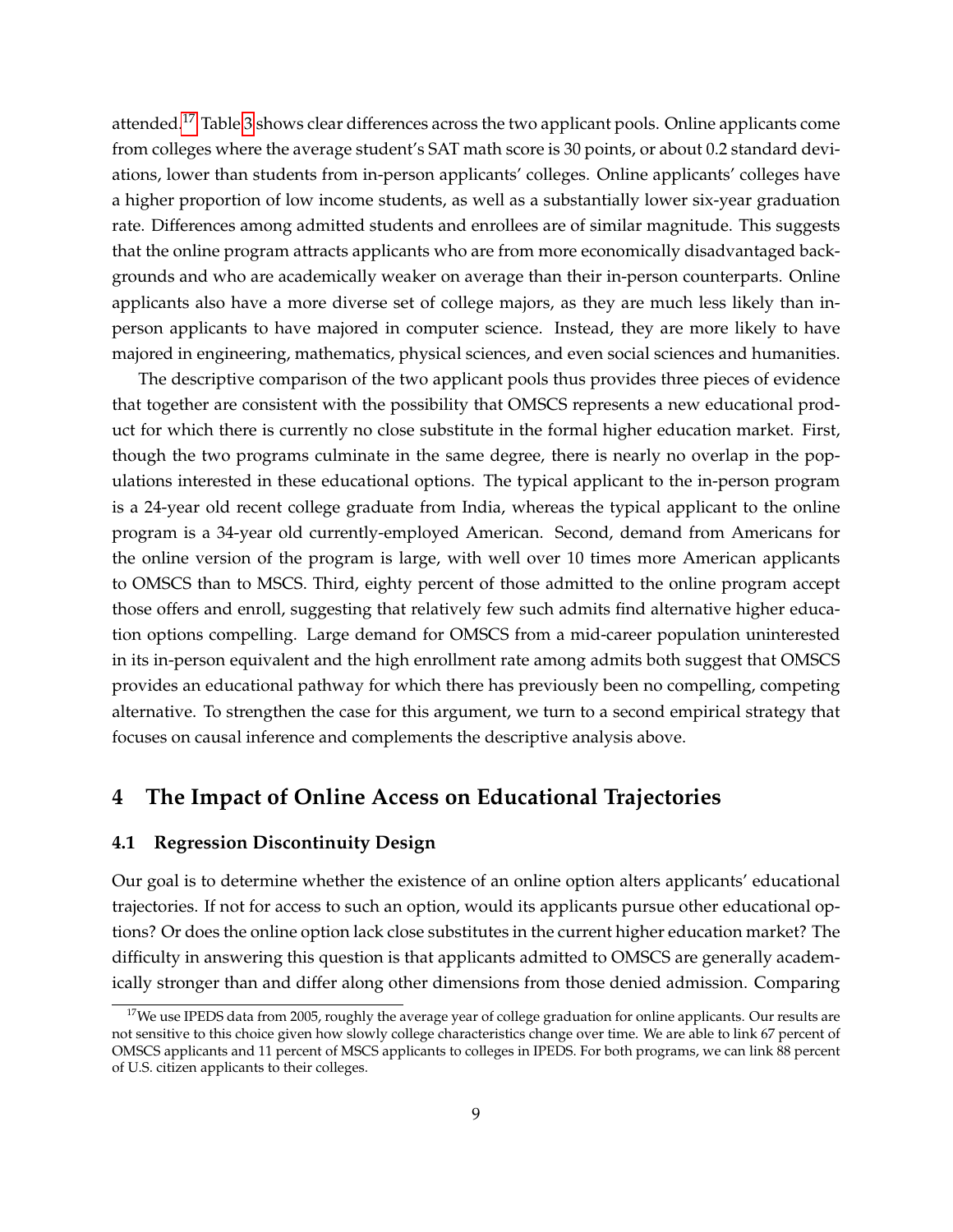attended.[17] Table 3 shows clear differences across the two applicant pools. Online applicants come from colleges where the average student's SAT math score is 30 points, or about 0.2 standard deviations, lower than students from in-person applicants' colleges. Online applicants' colleges have a higher proportion of low income students, as well as a substantially lower six-year graduation rate. Differences among admitted students and enrollees are of similar magnitude. This suggests that the online program attracts applicants who are from more economically disadvantaged backgrounds and who are academically weaker on average than their in-person counterparts. Online applicants also have a more diverse set of college majors, as they are much less likely than in-person applicants to have majored in computer science. Instead, they are more likely to have majored in engineering, mathematics, physical sciences, and even social sciences and humanities.

The descriptive comparison of the two applicant pools thus provides three pieces of evidence that together are consistent with the possibility that OMSCS represents a new educational product for which there is currently no close substitute in the formal higher education market. First, though the two programs culminate in the same degree, there is nearly no overlap in the populations interested in these educational options. The typical applicant to the in-person program is a 24-year old recent college graduate from India, whereas the typical applicant to the online program is a 34-year old currently-employed American. Second, demand from Americans for the online version of the program is large, with well over 10 times more American applicants to OMSCS than to MSCS. Third, eighty percent of those admitted to the online program accept those offers and enroll, suggesting that relatively few such admits find alternative higher education options compelling. Large demand for OMSCS from a mid-career population uninterested in its in-person equivalent and the high enrollment rate among admits both suggest that OMSCS provides an educational pathway for which there has previously been no compelling, competing alternative. To strengthen the case for this argument, we turn to a second empirical strategy that focuses on causal inference and complements the descriptive analysis above.

## 4 The Impact of Online Access on Educational Trajectories

### 4.1 Regression Discontinuity Design

Our goal is to determine whether the existence of an online option alters applicants' educational trajectories. If not for access to such an option, would its applicants pursue other educational options? Or does the online option lack close substitutes in the current higher education market? The difficulty in answering this question is that applicants admitted to OMSCS are generally academically stronger than and differ along other dimensions from those denied admission. Comparing

[17] We use IPEDS data from 2005, roughly the average year of college graduation for online applicants. Our results are not sensitive to this choice given how slowly college characteristics change over time. We are able to link 67 percent of OMSCS applicants and 11 percent of MSCS applicants to colleges in IPEDS. For both programs, we can link 88 percent of U.S. citizen applicants to their colleges.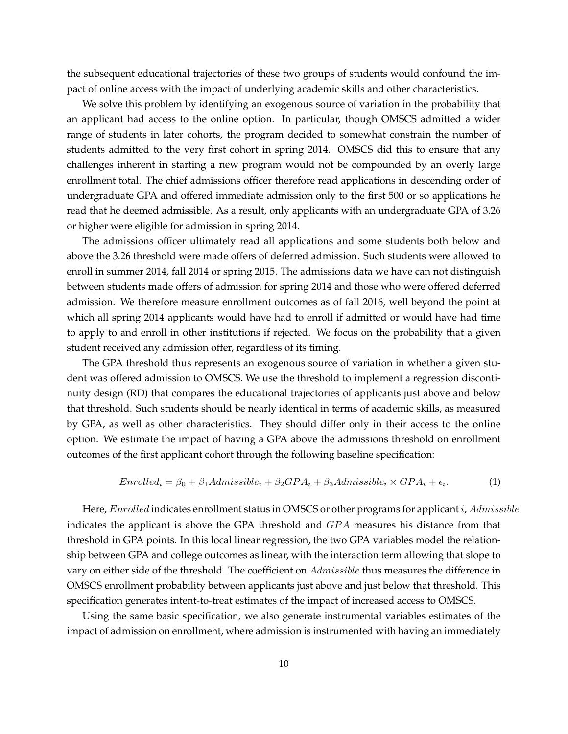the subsequent educational trajectories of these two groups of students would confound the impact of online access with the impact of underlying academic skills and other characteristics.

We solve this problem by identifying an exogenous source of variation in the probability that an applicant had access to the online option. In particular, though OMSCS admitted a wider range of students in later cohorts, the program decided to somewhat constrain the number of students admitted to the very first cohort in spring 2014. OMSCS did this to ensure that any challenges inherent in starting a new program would not be compounded by an overly large enrollment total. The chief admissions officer therefore read applications in descending order of undergraduate GPA and offered immediate admission only to the first 500 or so applications he read that he deemed admissible. As a result, only applicants with an undergraduate GPA of 3.26 or higher were eligible for admission in spring 2014.

The admissions officer ultimately read all applications and some students both below and above the 3.26 threshold were made offers of deferred admission. Such students were allowed to enroll in summer 2014, fall 2014 or spring 2015. The admissions data we have can not distinguish between students made offers of admission for spring 2014 and those who were offered deferred admission. We therefore measure enrollment outcomes as of fall 2016, well beyond the point at which all spring 2014 applicants would have had to enroll if admitted or would have had time to apply to and enroll in other institutions if rejected. We focus on the probability that a given student received any admission offer, regardless of its timing.

The GPA threshold thus represents an exogenous source of variation in whether a given student was offered admission to OMSCS. We use the threshold to implement a regression discontinuity design (RD) that compares the educational trajectories of applicants just above and below that threshold. Such students should be nearly identical in terms of academic skills, as measured by GPA, as well as other characteristics. They should differ only in their access to the online option. We estimate the impact of having a GPA above the admissions threshold on enrollment outcomes of the first applicant cohort through the following baseline specification:

$$Enrolled_i = \beta_0 + \beta_1 Admissible_i + \beta_2 GPA_i + \beta_3 Admissible_i \times GPA_i + \epsilon_i. \tag{1}$$

Here, $Enrolled$ indicates enrollment status in OMSCS or other programs for applicant $i$, $Admissible$ indicates the applicant is above the GPA threshold and $GPA$ measures his distance from that threshold in GPA points. In this local linear regression, the two GPA variables model the relationship between GPA and college outcomes as linear, with the interaction term allowing that slope to vary on either side of the threshold. The coefficient on $Admissible$ thus measures the difference in OMSCS enrollment probability between applicants just above and just below that threshold. This specification generates intent-to-treat estimates of the impact of increased access to OMSCS.

Using the same basic specification, we also generate instrumental variables estimates of the impact of admission on enrollment, where admission is instrumented with having an immediately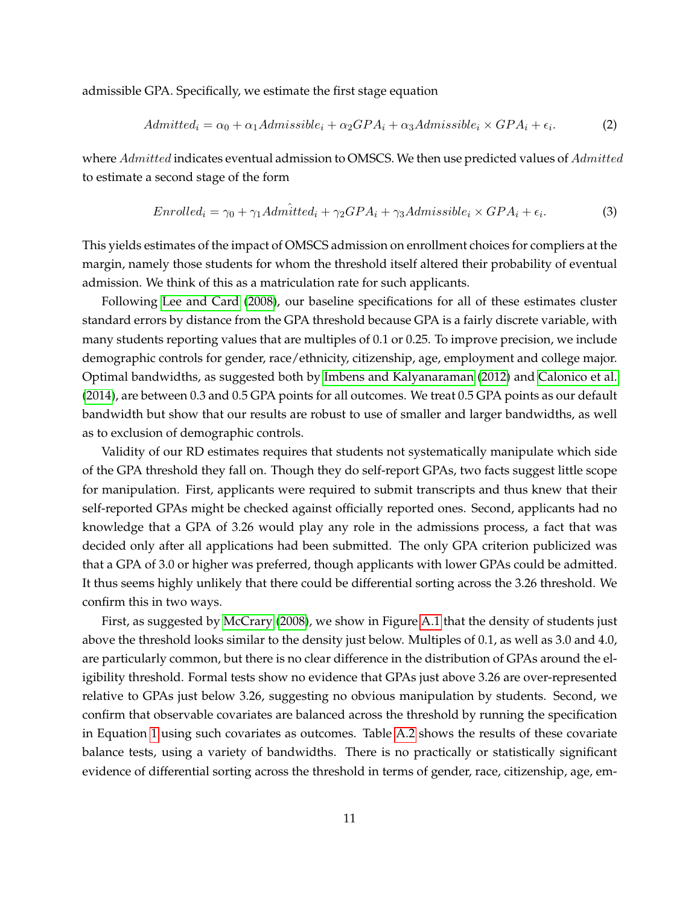admissible GPA. Specifically, we estimate the first stage equation

$$Admitted_i = \alpha_0 + \alpha_1 Admissible_i + \alpha_2 GPA_i + \alpha_3 Admissible_i \times GPA_i + \epsilon_i. \tag{2}$$

where $Admitted$ indicates eventual admission to OMSCS. We then use predicted values of $Admitted$ to estimate a second stage of the form

$$Enrolled_i = \gamma_0 + \gamma_1 \hat{Admitted_i} + \gamma_2 GPA_i + \gamma_3 Admissible_i \times GPA_i + \epsilon_i. \tag{3}$$

This yields estimates of the impact of OMSCS admission on enrollment choices for compliers at the margin, namely those students for whom the threshold itself altered their probability of eventual admission. We think of this as a matriculation rate for such applicants.

Following Lee and Card (2008), our baseline specifications for all of these estimates cluster standard errors by distance from the GPA threshold because GPA is a fairly discrete variable, with many students reporting values that are multiples of 0.1 or 0.25. To improve precision, we include demographic controls for gender, race/ethnicity, citizenship, age, employment and college major. Optimal bandwidths, as suggested both by Imbens and Kalyanaraman (2012) and Calonico et al. (2014), are between 0.3 and 0.5 GPA points for all outcomes. We treat 0.5 GPA points as our default bandwidth but show that our results are robust to use of smaller and larger bandwidths, as well as to exclusion of demographic controls.

Validity of our RD estimates requires that students not systematically manipulate which side of the GPA threshold they fall on. Though they do self-report GPAs, two facts suggest little scope for manipulation. First, applicants were required to submit transcripts and thus knew that their self-reported GPAs might be checked against officially reported ones. Second, applicants had no knowledge that a GPA of 3.26 would play any role in the admissions process, a fact that was decided only after all applications had been submitted. The only GPA criterion publicized was that a GPA of 3.0 or higher was preferred, though applicants with lower GPAs could be admitted. It thus seems highly unlikely that there could be differential sorting across the 3.26 threshold. We confirm this in two ways.

First, as suggested by McCrary (2008), we show in Figure A.1 that the density of students just above the threshold looks similar to the density just below. Multiples of 0.1, as well as 3.0 and 4.0, are particularly common, but there is no clear difference in the distribution of GPAs around the eligibility threshold. Formal tests show no evidence that GPAs just above 3.26 are over-represented relative to GPAs just below 3.26, suggesting no obvious manipulation by students. Second, we confirm that observable covariates are balanced across the threshold by running the specification in Equation 1 using such covariates as outcomes. Table A.2 shows the results of these covariate balance tests, using a variety of bandwidths. There is no practically or statistically significant evidence of differential sorting across the threshold in terms of gender, race, citizenship, age, em-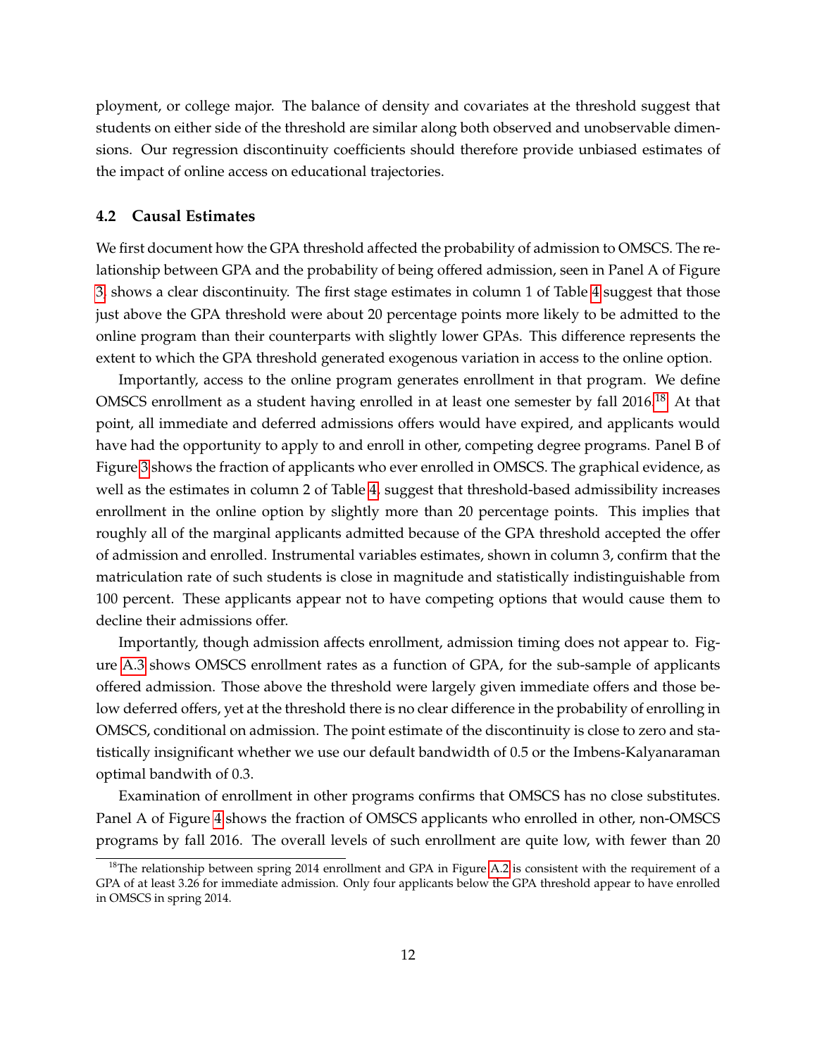ployment, or college major. The balance of density and covariates at the threshold suggest that students on either side of the threshold are similar along both observed and unobservable dimensions. Our regression discontinuity coefficients should therefore provide unbiased estimates of the impact of online access on educational trajectories.

### 4.2 Causal Estimates

We first document how the GPA threshold affected the probability of admission to OMSCS. The relationship between GPA and the probability of being offered admission, seen in Panel A of Figure 3, shows a clear discontinuity. The first stage estimates in column 1 of Table 4 suggest that those just above the GPA threshold were about 20 percentage points more likely to be admitted to the online program than their counterparts with slightly lower GPAs. This difference represents the extent to which the GPA threshold generated exogenous variation in access to the online option.

Importantly, access to the online program generates enrollment in that program. We define OMSCS enrollment as a student having enrolled in at least one semester by fall 2016.[18] At that point, all immediate and deferred admissions offers would have expired, and applicants would have had the opportunity to apply to and enroll in other, competing degree programs. Panel B of Figure 3 shows the fraction of applicants who ever enrolled in OMSCS. The graphical evidence, as well as the estimates in column 2 of Table 4, suggest that threshold-based admissibility increases enrollment in the online option by slightly more than 20 percentage points. This implies that roughly all of the marginal applicants admitted because of the GPA threshold accepted the offer of admission and enrolled. Instrumental variables estimates, shown in column 3, confirm that the matriculation rate of such students is close in magnitude and statistically indistinguishable from 100 percent. These applicants appear not to have competing options that would cause them to decline their admissions offer.

Importantly, though admission affects enrollment, admission timing does not appear to. Figure A.3 shows OMSCS enrollment rates as a function of GPA, for the sub-sample of applicants offered admission. Those above the threshold were largely given immediate offers and those below deferred offers, yet at the threshold there is no clear difference in the probability of enrolling in OMSCS, conditional on admission. The point estimate of the discontinuity is close to zero and statistically insignificant whether we use our default bandwidth of 0.5 or the Imbens-Kalyanaraman optimal bandwith of 0.3.

Examination of enrollment in other programs confirms that OMSCS has no close substitutes. Panel A of Figure 4 shows the fraction of OMSCS applicants who enrolled in other, non-OMSCS programs by fall 2016. The overall levels of such enrollment are quite low, with fewer than 20

[18] The relationship between spring 2014 enrollment and GPA in Figure A.2 is consistent with the requirement of a GPA of at least 3.26 for immediate admission. Only four applicants below the GPA threshold appear to have enrolled in OMSCS in spring 2014.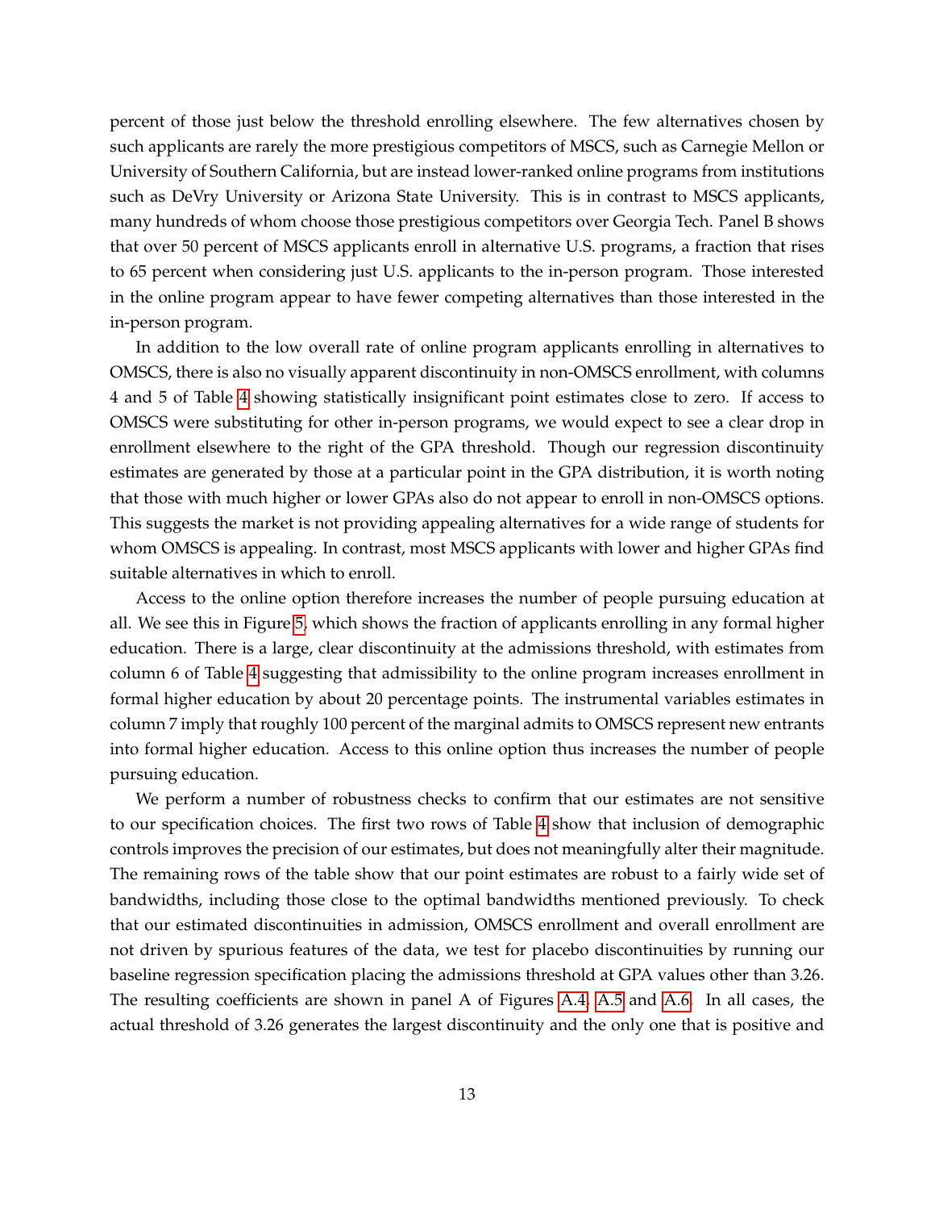percent of those just below the threshold enrolling elsewhere. The few alternatives chosen by such applicants are rarely the more prestigious competitors of MSCS, such as Carnegie Mellon or University of Southern California, but are instead lower-ranked online programs from institutions such as DeVry University or Arizona State University. This is in contrast to MSCS applicants, many hundreds of whom choose those prestigious competitors over Georgia Tech. Panel B shows that over 50 percent of MSCS applicants enroll in alternative U.S. programs, a fraction that rises to 65 percent when considering just U.S. applicants to the in-person program. Those interested in the online program appear to have fewer competing alternatives than those interested in the in-person program.

In addition to the low overall rate of online program applicants enrolling in alternatives to OMSCS, there is also no visually apparent discontinuity in non-OMSCS enrollment, with columns 4 and 5 of Table 4 showing statistically insignificant point estimates close to zero. If access to OMSCS were substituting for other in-person programs, we would expect to see a clear drop in enrollment elsewhere to the right of the GPA threshold. Though our regression discontinuity estimates are generated by those at a particular point in the GPA distribution, it is worth noting that those with much higher or lower GPAs also do not appear to enroll in non-OMSCS options. This suggests the market is not providing appealing alternatives for a wide range of students for whom OMSCS is appealing. In contrast, most MSCS applicants with lower and higher GPAs find suitable alternatives in which to enroll.

Access to the online option therefore increases the number of people pursuing education at all. We see this in Figure 5, which shows the fraction of applicants enrolling in any formal higher education. There is a large, clear discontinuity at the admissions threshold, with estimates from column 6 of Table 4 suggesting that admissibility to the online program increases enrollment in formal higher education by about 20 percentage points. The instrumental variables estimates in column 7 imply that roughly 100 percent of the marginal admits to OMSCS represent new entrants into formal higher education. Access to this online option thus increases the number of people pursuing education.

We perform a number of robustness checks to confirm that our estimates are not sensitive to our specification choices. The first two rows of Table 4 show that inclusion of demographic controls improves the precision of our estimates, but does not meaningfully alter their magnitude. The remaining rows of the table show that our point estimates are robust to a fairly wide set of bandwidths, including those close to the optimal bandwidths mentioned previously. To check that our estimated discontinuities in admission, OMSCS enrollment and overall enrollment are not driven by spurious features of the data, we test for placebo discontinuities by running our baseline regression specification placing the admissions threshold at GPA values other than 3.26. The resulting coefficients are shown in panel A of Figures A.4, A.5 and A.6. In all cases, the actual threshold of 3.26 generates the largest discontinuity and the only one that is positive and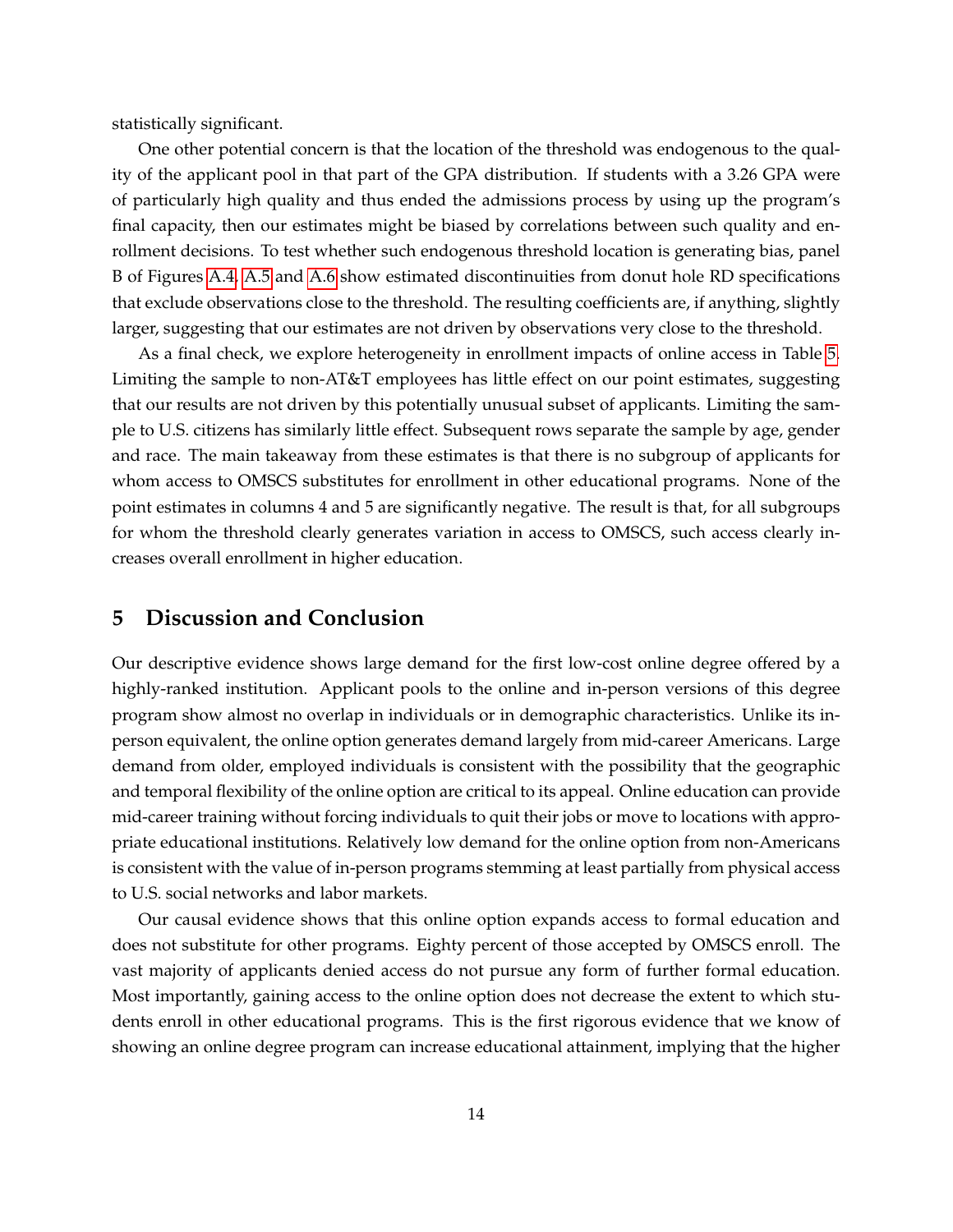statistically significant.

One other potential concern is that the location of the threshold was endogenous to the quality of the applicant pool in that part of the GPA distribution. If students with a 3.26 GPA were of particularly high quality and thus ended the admissions process by using up the program's final capacity, then our estimates might be biased by correlations between such quality and enrollment decisions. To test whether such endogenous threshold location is generating bias, panel B of Figures A.4, A.5 and A.6 show estimated discontinuities from donut hole RD specifications that exclude observations close to the threshold. The resulting coefficients are, if anything, slightly larger, suggesting that our estimates are not driven by observations very close to the threshold.

As a final check, we explore heterogeneity in enrollment impacts of online access in Table 5. Limiting the sample to non-AT&T employees has little effect on our point estimates, suggesting that our results are not driven by this potentially unusual subset of applicants. Limiting the sample to U.S. citizens has similarly little effect. Subsequent rows separate the sample by age, gender and race. The main takeaway from these estimates is that there is no subgroup of applicants for whom access to OMSCS substitutes for enrollment in other educational programs. None of the point estimates in columns 4 and 5 are significantly negative. The result is that, for all subgroups for whom the threshold clearly generates variation in access to OMSCS, such access clearly increases overall enrollment in higher education.

# 5 Discussion and Conclusion

Our descriptive evidence shows large demand for the first low-cost online degree offered by a highly-ranked institution. Applicant pools to the online and in-person versions of this degree program show almost no overlap in individuals or in demographic characteristics. Unlike its in-person equivalent, the online option generates demand largely from mid-career Americans. Large demand from older, employed individuals is consistent with the possibility that the geographic and temporal flexibility of the online option are critical to its appeal. Online education can provide mid-career training without forcing individuals to quit their jobs or move to locations with appropriate educational institutions. Relatively low demand for the online option from non-Americans is consistent with the value of in-person programs stemming at least partially from physical access to U.S. social networks and labor markets.

Our causal evidence shows that this online option expands access to formal education and does not substitute for other programs. Eighty percent of those accepted by OMSCS enroll. The vast majority of applicants denied access do not pursue any form of further formal education. Most importantly, gaining access to the online option does not decrease the extent to which students enroll in other educational programs. This is the first rigorous evidence that we know of showing an online degree program can increase educational attainment, implying that the higher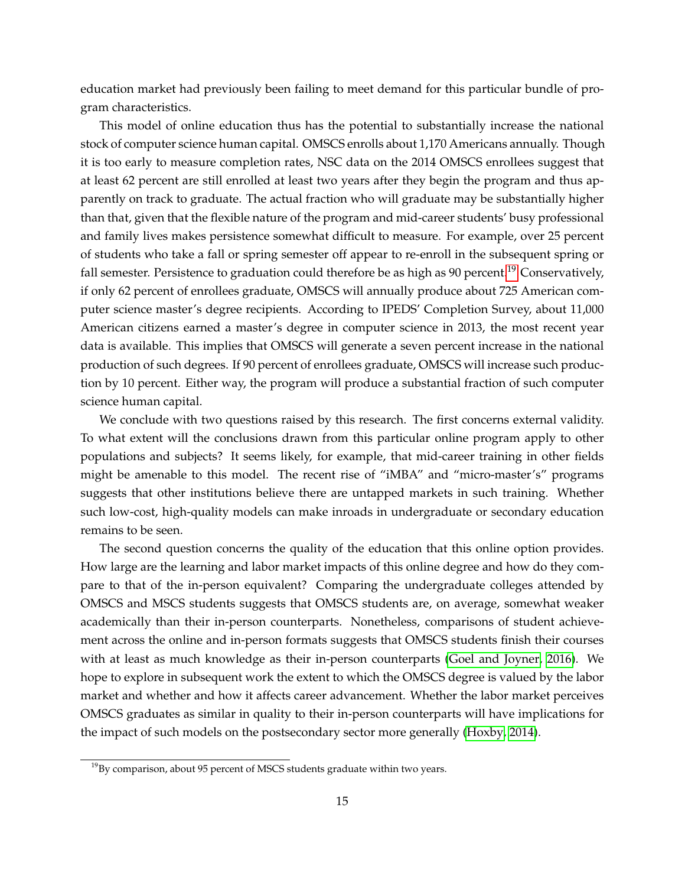education market had previously been failing to meet demand for this particular bundle of program characteristics.

This model of online education thus has the potential to substantially increase the national stock of computer science human capital. OMSCS enrolls about 1,170 Americans annually. Though it is too early to measure completion rates, NSC data on the 2014 OMSCS enrollees suggest that at least 62 percent are still enrolled at least two years after they begin the program and thus apparently on track to graduate. The actual fraction who will graduate may be substantially higher than that, given that the flexible nature of the program and mid-career students' busy professional and family lives makes persistence somewhat difficult to measure. For example, over 25 percent of students who take a fall or spring semester off appear to re-enroll in the subsequent spring or fall semester. Persistence to graduation could therefore be as high as 90 percent.[19] Conservatively, if only 62 percent of enrollees graduate, OMSCS will annually produce about 725 American computer science master's degree recipients. According to IPEDS' Completion Survey, about 11,000 American citizens earned a master's degree in computer science in 2013, the most recent year data is available. This implies that OMSCS will generate a seven percent increase in the national production of such degrees. If 90 percent of enrollees graduate, OMSCS will increase such production by 10 percent. Either way, the program will produce a substantial fraction of such computer science human capital.

We conclude with two questions raised by this research. The first concerns external validity. To what extent will the conclusions drawn from this particular online program apply to other populations and subjects? It seems likely, for example, that mid-career training in other fields might be amenable to this model. The recent rise of "iMBA" and "micro-master's" programs suggests that other institutions believe there are untapped markets in such training. Whether such low-cost, high-quality models can make inroads in undergraduate or secondary education remains to be seen.

The second question concerns the quality of the education that this online option provides. How large are the learning and labor market impacts of this online degree and how do they compare to that of the in-person equivalent? Comparing the undergraduate colleges attended by OMSCS and MSCS students suggests that OMSCS students are, on average, somewhat weaker academically than their in-person counterparts. Nonetheless, comparisons of student achievement across the online and in-person formats suggests that OMSCS students finish their courses with at least as much knowledge as their in-person counterparts (Goel and Joyner, 2016). We hope to explore in subsequent work the extent to which the OMSCS degree is valued by the labor market and whether and how it affects career advancement. Whether the labor market perceives OMSCS graduates as similar in quality to their in-person counterparts will have implications for the impact of such models on the postsecondary sector more generally (Hoxby, 2014).

[19] By comparison, about 95 percent of MSCS students graduate within two years.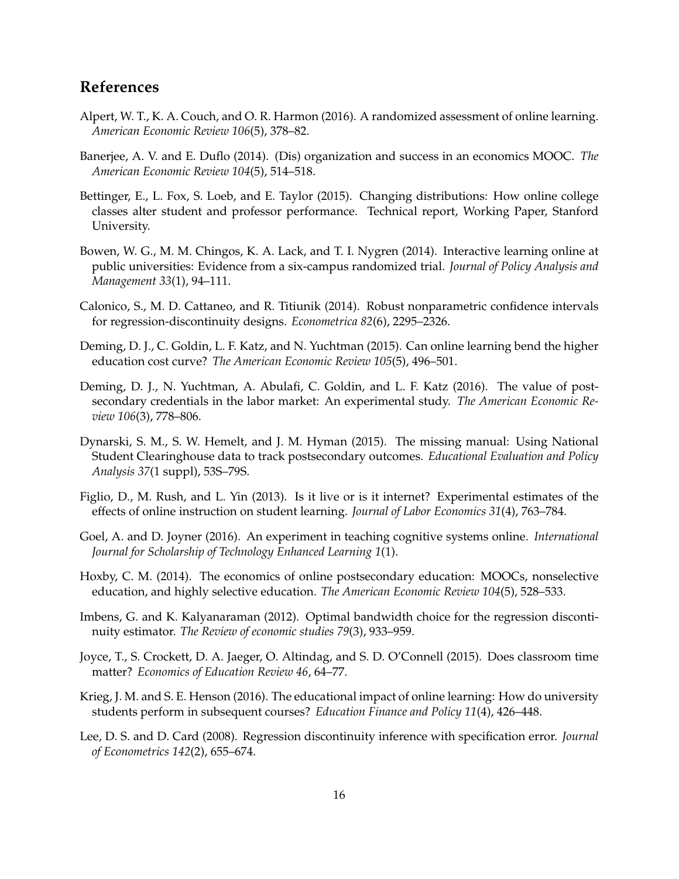## References

Alpert, W. T., K. A. Couch, and O. R. Harmon (2016). A randomized assessment of online learning. *American Economic Review 106*(5), 378–82.

Banerjee, A. V. and E. Duflo (2014). (Dis) organization and success in an economics MOOC. *The American Economic Review 104*(5), 514–518.

Bettinger, E., L. Fox, S. Loeb, and E. Taylor (2015). Changing distributions: How online college classes alter student and professor performance. Technical report, Working Paper, Stanford University.

Bowen, W. G., M. M. Chingos, K. A. Lack, and T. I. Nygren (2014). Interactive learning online at public universities: Evidence from a six-campus randomized trial. *Journal of Policy Analysis and Management 33*(1), 94–111.

Calonico, S., M. D. Cattaneo, and R. Titiunik (2014). Robust nonparametric confidence intervals for regression-discontinuity designs. *Econometrica 82*(6), 2295–2326.

Deming, D. J., C. Goldin, L. F. Katz, and N. Yuchtman (2015). Can online learning bend the higher education cost curve? *The American Economic Review 105*(5), 496–501.

Deming, D. J., N. Yuchtman, A. Abulafi, C. Goldin, and L. F. Katz (2016). The value of postsecondary credentials in the labor market: An experimental study. *The American Economic Review 106*(3), 778–806.

Dynarski, S. M., S. W. Hemelt, and J. M. Hyman (2015). The missing manual: Using National Student Clearinghouse data to track postsecondary outcomes. *Educational Evaluation and Policy Analysis 37*(1 suppl), 53S–79S.

Figlio, D., M. Rush, and L. Yin (2013). Is it live or is it internet? Experimental estimates of the effects of online instruction on student learning. *Journal of Labor Economics 31*(4), 763–784.

Goel, A. and D. Joyner (2016). An experiment in teaching cognitive systems online. *International Journal for Scholarship of Technology Enhanced Learning 1*(1).

Hoxby, C. M. (2014). The economics of online postsecondary education: MOOCs, nonselective education, and highly selective education. *The American Economic Review 104*(5), 528–533.

Imbens, G. and K. Kalyanaraman (2012). Optimal bandwidth choice for the regression discontinuity estimator. *The Review of economic studies 79*(3), 933–959.

Joyce, T., S. Crockett, D. A. Jaeger, O. Altindag, and S. D. O'Connell (2015). Does classroom time matter? *Economics of Education Review 46*, 64–77.

Krieg, J. M. and S. E. Henson (2016). The educational impact of online learning: How do university students perform in subsequent courses? *Education Finance and Policy 11*(4), 426–448.

Lee, D. S. and D. Card (2008). Regression discontinuity inference with specification error. *Journal of Econometrics 142*(2), 655–674.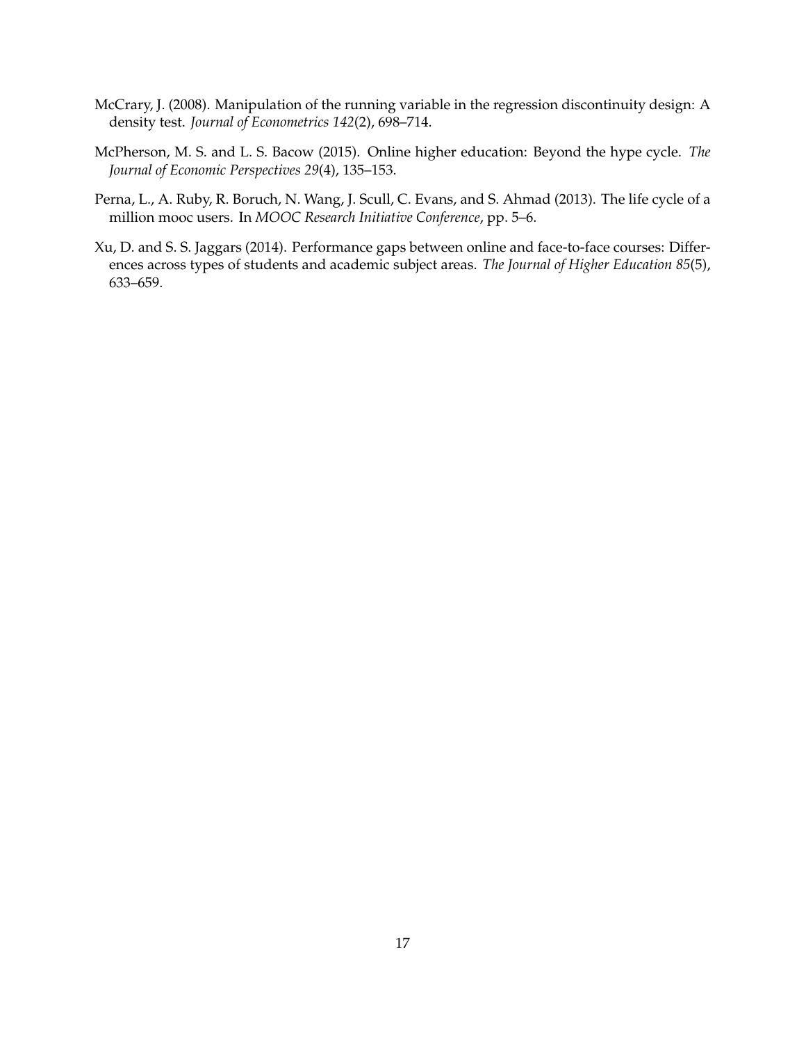McCrary, J. (2008). Manipulation of the running variable in the regression discontinuity design: A density test. *Journal of Econometrics 142*(2), 698–714.

McPherson, M. S. and L. S. Bacow (2015). Online higher education: Beyond the hype cycle. *The Journal of Economic Perspectives 29*(4), 135–153.

Perna, L., A. Ruby, R. Boruch, N. Wang, J. Scull, C. Evans, and S. Ahmad (2013). The life cycle of a million mooc users. In *MOOC Research Initiative Conference*, pp. 5–6.

Xu, D. and S. S. Jaggars (2014). Performance gaps between online and face-to-face courses: Differences across types of students and academic subject areas. *The Journal of Higher Education 85*(5), 633–659.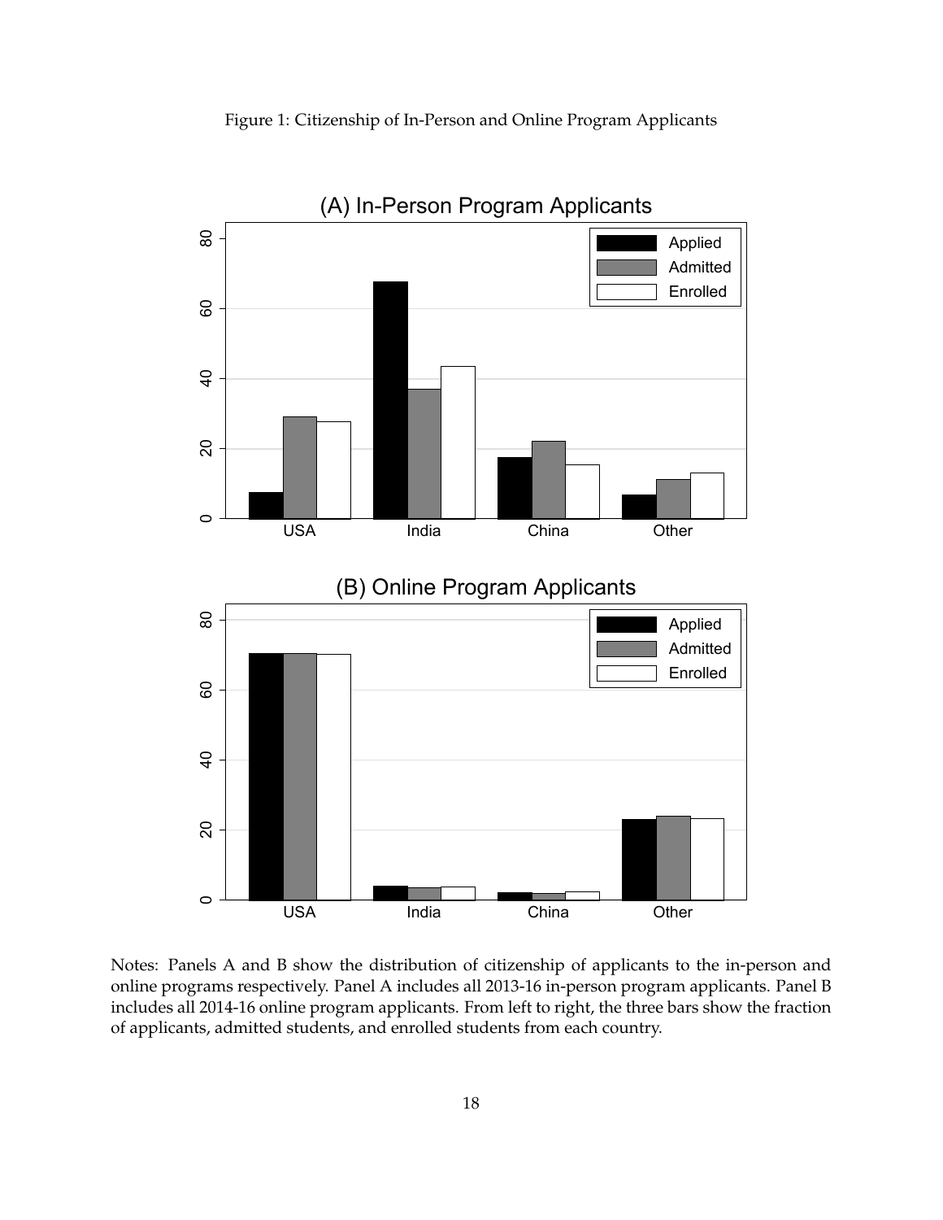Figure 1: Citizenship of In-Person and Online Program Applicants

Notes: Panels A and B show the distribution of citizenship of applicants to the in-person and online programs respectively. Panel A includes all 2013-16 in-person program applicants. Panel B includes all 2014-16 online program applicants. From left to right, the three bars show the fraction of applicants, admitted students, and enrolled students from each country.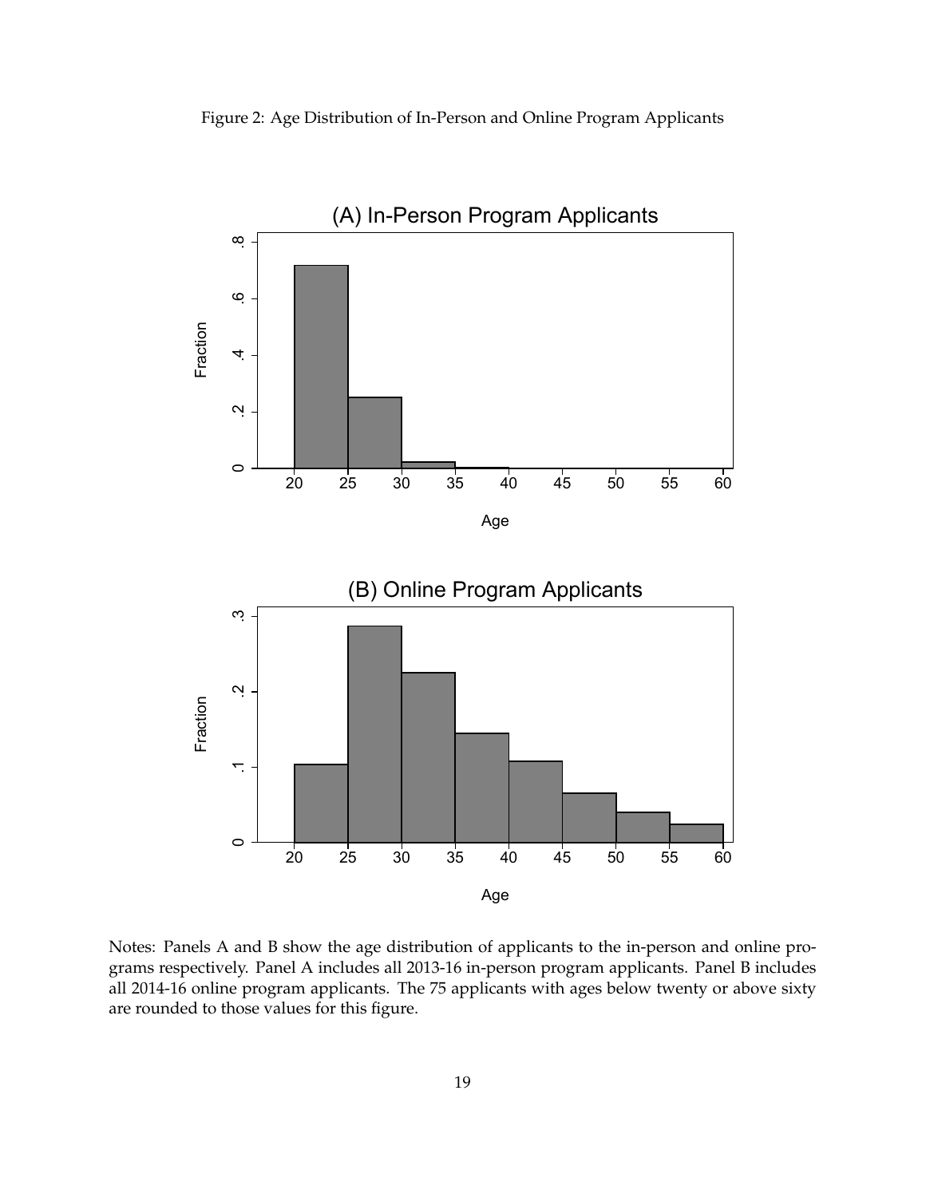Figure 2: Age Distribution of In-Person and Online Program Applicants

Notes: Panels A and B show the age distribution of applicants to the in-person and online programs respectively. Panel A includes all 2013-16 in-person program applicants. Panel B includes all 2014-16 online program applicants. The 75 applicants with ages below twenty or above sixty are rounded to those values for this figure.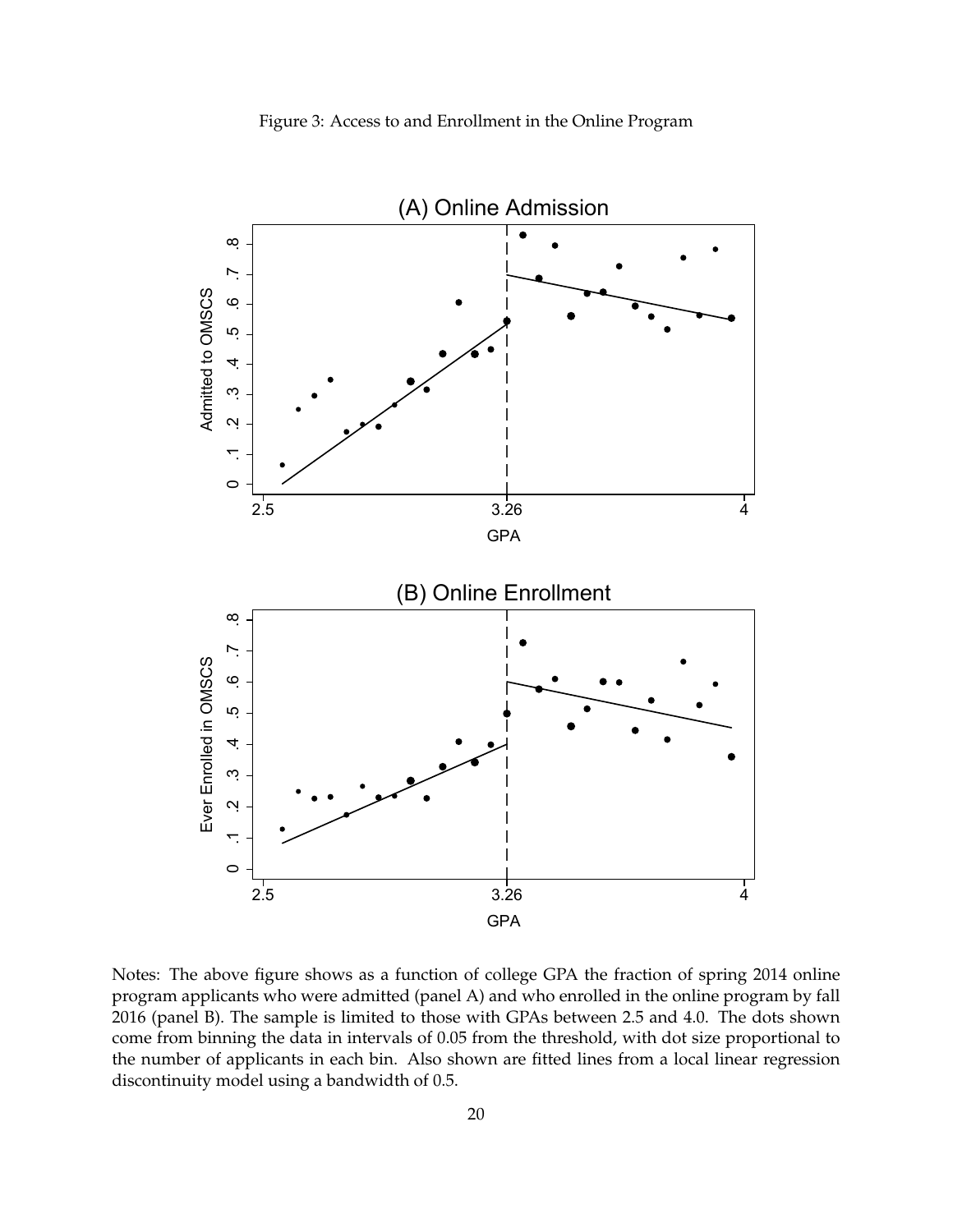Figure 3: Access to and Enrollment in the Online Program

Notes: The above figure shows as a function of college GPA the fraction of spring 2014 online program applicants who were admitted (panel A) and who enrolled in the online program by fall 2016 (panel B). The sample is limited to those with GPAs between 2.5 and 4.0. The dots shown come from binning the data in intervals of 0.05 from the threshold, with dot size proportional to the number of applicants in each bin. Also shown are fitted lines from a local linear regression discontinuity model using a bandwidth of 0.5.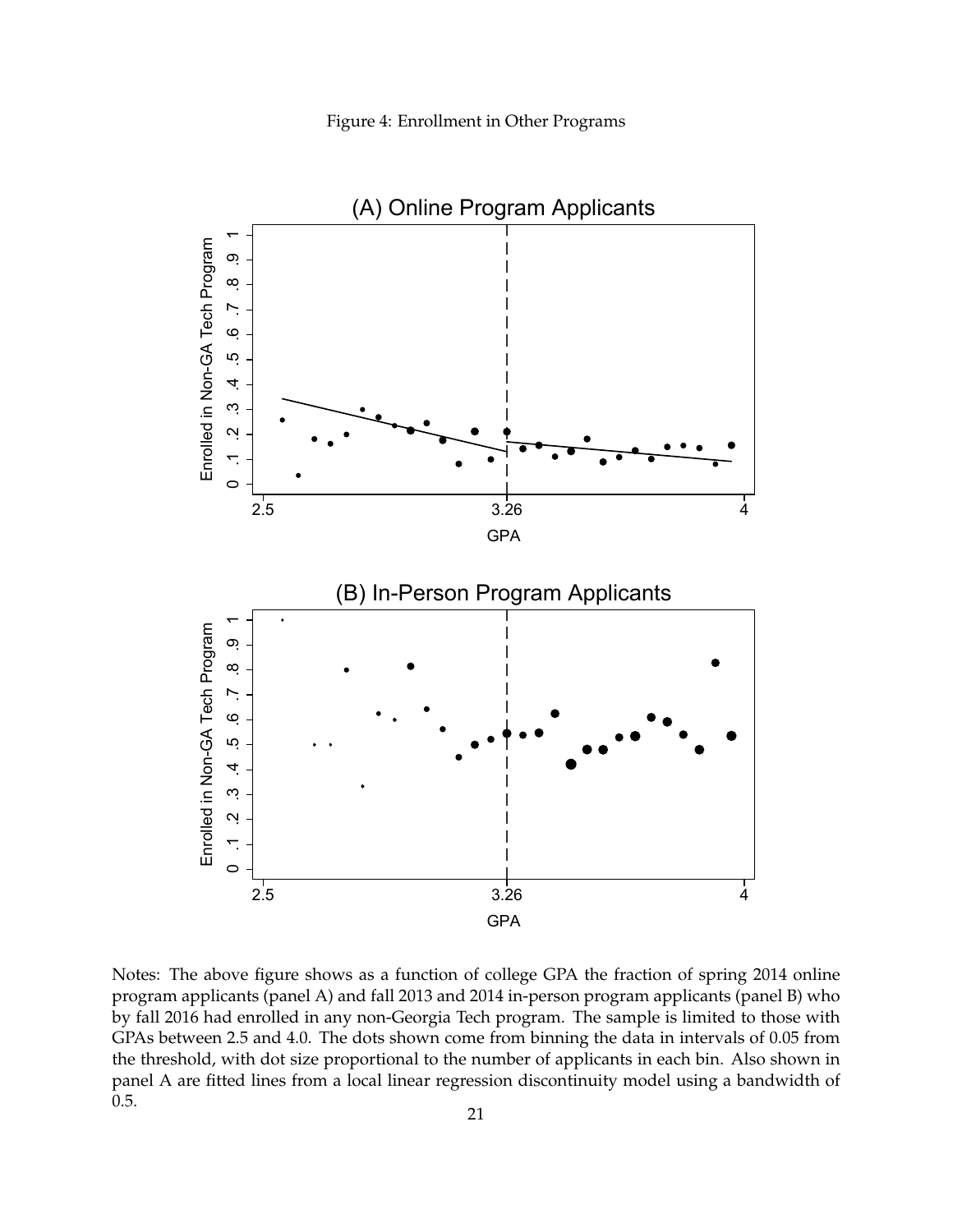Figure 4: Enrollment in Other Programs

Notes: The above figure shows as a function of college GPA the fraction of spring 2014 online program applicants (panel A) and fall 2013 and 2014 in-person program applicants (panel B) who by fall 2016 had enrolled in any non-Georgia Tech program. The sample is limited to those with GPAs between 2.5 and 4.0. The dots shown come from binning the data in intervals of 0.05 from the threshold, with dot size proportional to the number of applicants in each bin. Also shown in panel A are fitted lines from a local linear regression discontinuity model using a bandwidth of 0.5.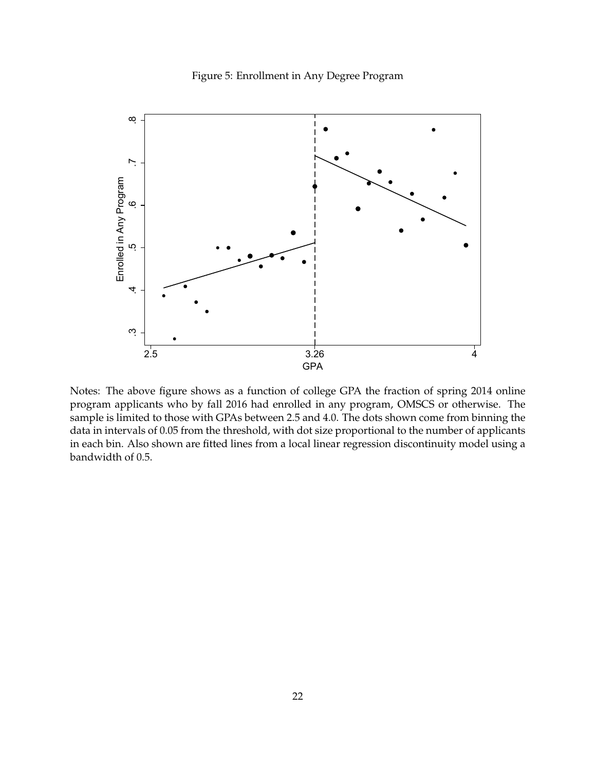Figure 5: Enrollment in Any Degree Program

Notes: The above figure shows as a function of college GPA the fraction of spring 2014 online program applicants who by fall 2016 had enrolled in any program, OMSCS or otherwise. The sample is limited to those with GPAs between 2.5 and 4.0. The dots shown come from binning the data in intervals of 0.05 from the threshold, with dot size proportional to the number of applicants in each bin. Also shown are fitted lines from a local linear regression discontinuity model using a bandwidth of 0.5.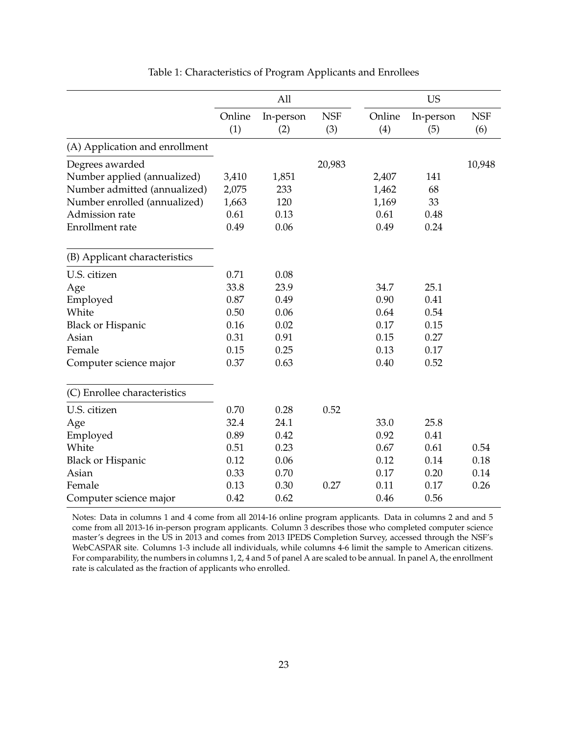Table 1: Characteristics of Program Applicants and Enrollees

| | All | | | US | | |
|---|---|---|---|---|---|---|
| | Online (1) | In-person (2) | NSF (3) | Online (4) | In-person (5) | NSF (6) |
| **(A) Application and enrollment** | | | | | | |
| Degrees awarded | | | 20,983 | | | 10,948 |
| Number applied (annualized) | 3,410 | 1,851 | | 2,407 | 141 | |
| Number admitted (annualized) | 2,075 | 233 | | 1,462 | 68 | |
| Number enrolled (annualized) | 1,663 | 120 | | 1,169 | 33 | |
| Admission rate | 0.61 | 0.13 | | 0.61 | 0.48 | |
| Enrollment rate | 0.49 | 0.06 | | 0.49 | 0.24 | |
| **(B) Applicant characteristics** | | | | | | |
| U.S. citizen | 0.71 | 0.08 | | | | |
| Age | 33.8 | 23.9 | | 34.7 | 25.1 | |
| Employed | 0.87 | 0.49 | | 0.90 | 0.41 | |
| White | 0.50 | 0.06 | | 0.64 | 0.54 | |
| Black or Hispanic | 0.16 | 0.02 | | 0.17 | 0.15 | |
| Asian | 0.31 | 0.91 | | 0.15 | 0.27 | |
| Female | 0.15 | 0.25 | | 0.13 | 0.17 | |
| Computer science major | 0.37 | 0.63 | | 0.40 | 0.52 | |
| **(C) Enrollee characteristics** | | | | | | |
| U.S. citizen | 0.70 | 0.28 | 0.52 | | | |
| Age | 32.4 | 24.1 | | 33.0 | 25.8 | |
| Employed | 0.89 | 0.42 | | 0.92 | 0.41 | |
| White | 0.51 | 0.23 | | 0.67 | 0.61 | 0.54 |
| Black or Hispanic | 0.12 | 0.06 | | 0.12 | 0.14 | 0.18 |
| Asian | 0.33 | 0.70 | | 0.17 | 0.20 | 0.14 |
| Female | 0.13 | 0.30 | 0.27 | 0.11 | 0.17 | 0.26 |
| Computer science major | 0.42 | 0.62 | | 0.46 | 0.56 | |

Notes: Data in columns 1 and 4 come from all 2014-16 online program applicants. Data in columns 2 and and 5 come from all 2013-16 in-person program applicants. Column 3 describes those who completed computer science master's degrees in the US in 2013 and comes from 2013 IPEDS Completion Survey, accessed through the NSF's WebCASPAR site. Columns 1-3 include all individuals, while columns 4-6 limit the sample to American citizens. For comparability, the numbers in columns 1, 2, 4 and 5 of panel A are scaled to be annual. In panel A, the enrollment rate is calculated as the fraction of applicants who enrolled.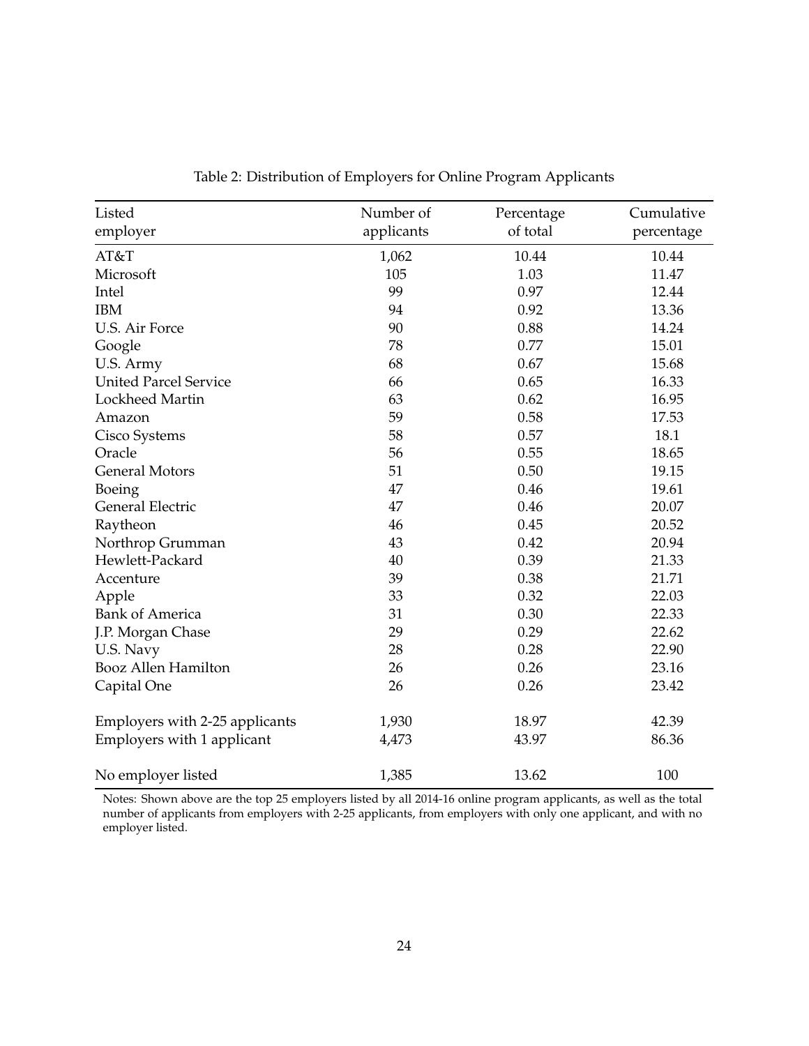Table 2: Distribution of Employers for Online Program Applicants

| Listed employer | Number of applicants | Percentage of total | Cumulative percentage |
|---|---|---|---|
| AT&T | 1,062 | 10.44 | 10.44 |
| Microsoft | 105 | 1.03 | 11.47 |
| Intel | 99 | 0.97 | 12.44 |
| IBM | 94 | 0.92 | 13.36 |
| U.S. Air Force | 90 | 0.88 | 14.24 |
| Google | 78 | 0.77 | 15.01 |
| U.S. Army | 68 | 0.67 | 15.68 |
| United Parcel Service | 66 | 0.65 | 16.33 |
| Lockheed Martin | 63 | 0.62 | 16.95 |
| Amazon | 59 | 0.58 | 17.53 |
| Cisco Systems | 58 | 0.57 | 18.1 |
| Oracle | 56 | 0.55 | 18.65 |
| General Motors | 51 | 0.50 | 19.15 |
| Boeing | 47 | 0.46 | 19.61 |
| General Electric | 47 | 0.46 | 20.07 |
| Raytheon | 46 | 0.45 | 20.52 |
| Northrop Grumman | 43 | 0.42 | 20.94 |
| Hewlett-Packard | 40 | 0.39 | 21.33 |
| Accenture | 39 | 0.38 | 21.71 |
| Apple | 33 | 0.32 | 22.03 |
| Bank of America | 31 | 0.30 | 22.33 |
| J.P. Morgan Chase | 29 | 0.29 | 22.62 |
| U.S. Navy | 28 | 0.28 | 22.90 |
| Booz Allen Hamilton | 26 | 0.26 | 23.16 |
| Capital One | 26 | 0.26 | 23.42 |
| Employers with 2-25 applicants | 1,930 | 18.97 | 42.39 |
| Employers with 1 applicant | 4,473 | 43.97 | 86.36 |
| No employer listed | 1,385 | 13.62 | 100 |

Notes: Shown above are the top 25 employers listed by all 2014-16 online program applicants, as well as the total number of applicants from employers with 2-25 applicants, from employers with only one applicant, and with no employer listed.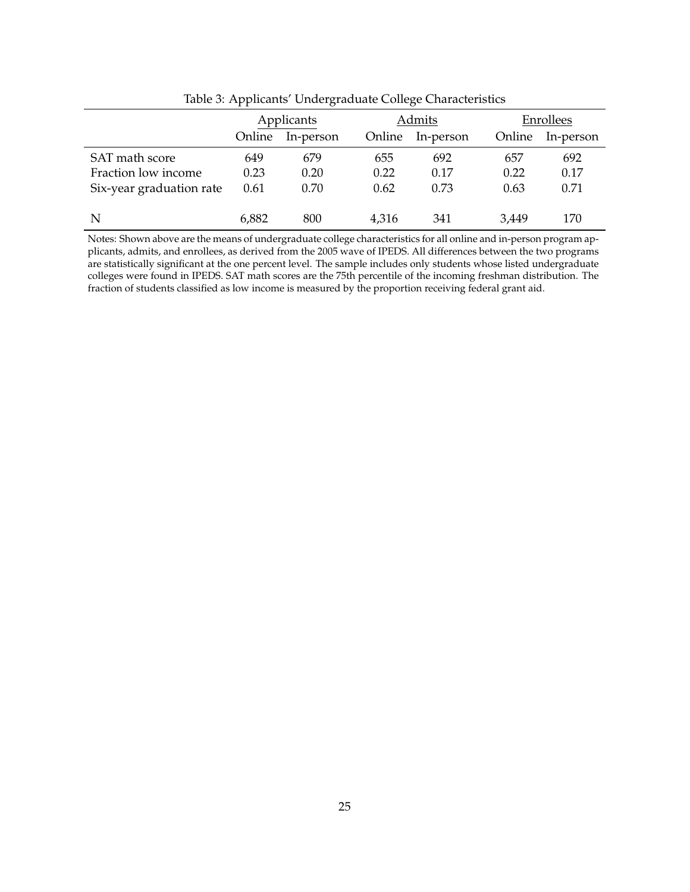Table 3: Applicants' Undergraduate College Characteristics

| | Applicants | | Admits | | Enrollees | |
|---|---|---|---|---|---|---|
| | Online | In-person | Online | In-person | Online | In-person |
| SAT math score | 649 | 679 | 655 | 692 | 657 | 692 |
| Fraction low income | 0.23 | 0.20 | 0.22 | 0.17 | 0.22 | 0.17 |
| Six-year graduation rate | 0.61 | 0.70 | 0.62 | 0.73 | 0.63 | 0.71 |
| N | 6,882 | 800 | 4,316 | 341 | 3,449 | 170 |

Notes: Shown above are the means of undergraduate college characteristics for all online and in-person program applicants, admits, and enrollees, as derived from the 2005 wave of IPEDS. All differences between the two programs are statistically significant at the one percent level. The sample includes only students whose listed undergraduate colleges were found in IPEDS. SAT math scores are the 75th percentile of the incoming freshman distribution. The fraction of students classified as low income is measured by the proportion receiving federal grant aid.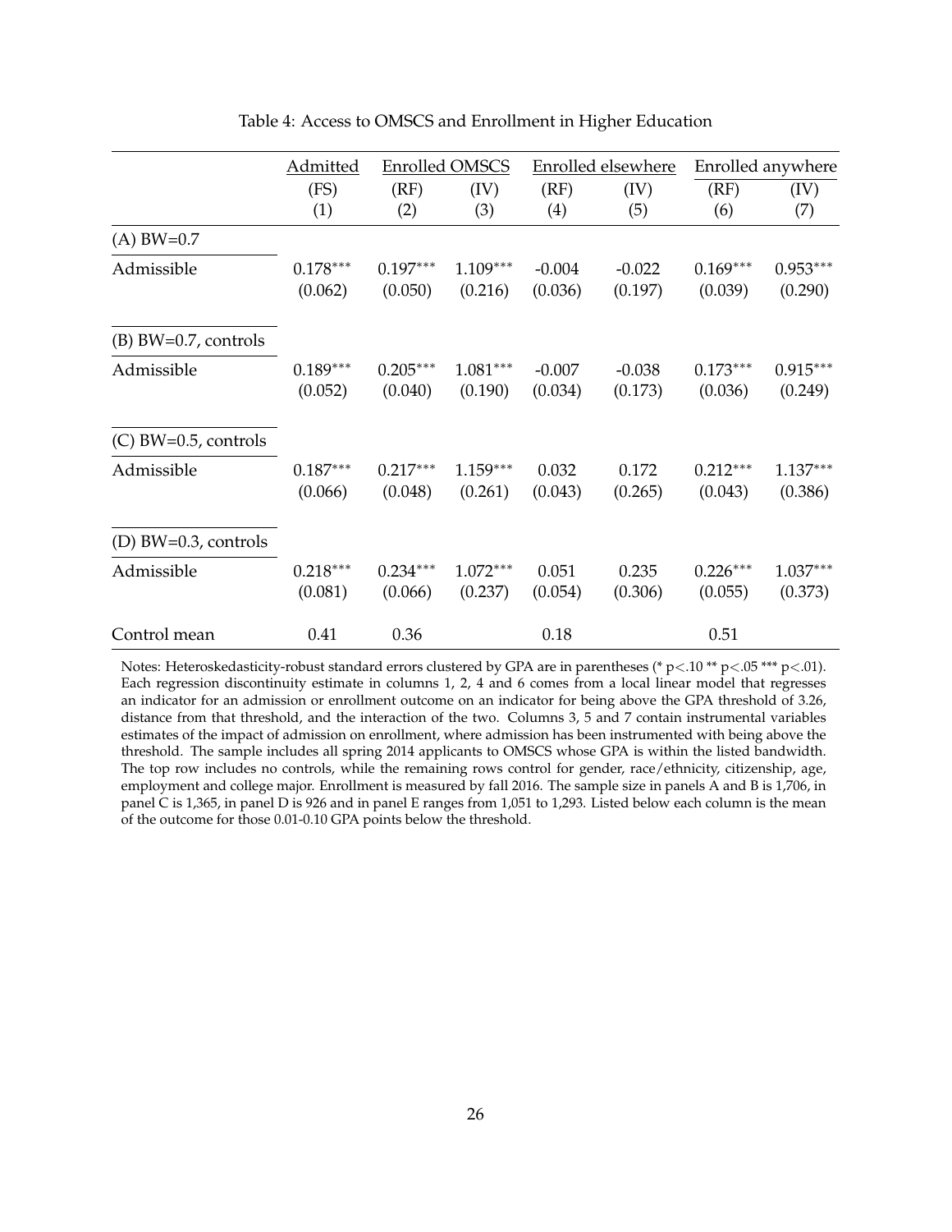Table 4: Access to OMSCS and Enrollment in Higher Education

| | Admitted | Enrolled OMSCS | | Enrolled elsewhere | | Enrolled anywhere | |
|---|---|---|---|---|---|---|---|
| | (FS) | (RF) | (IV) | (RF) | (IV) | (RF) | (IV) |
| | (1) | (2) | (3) | (4) | (5) | (6) | (7) |
| (A) BW=0.7 | | | | | | | |
| Admissible | 0.178*** | 0.197*** | 1.109*** | -0.004 | -0.022 | 0.169*** | 0.953*** |
| | (0.062) | (0.050) | (0.216) | (0.036) | (0.197) | (0.039) | (0.290) |
| (B) BW=0.7, controls | | | | | | | |
| Admissible | 0.189*** | 0.205*** | 1.081*** | -0.007 | -0.038 | 0.173*** | 0.915*** |
| | (0.052) | (0.040) | (0.190) | (0.034) | (0.173) | (0.036) | (0.249) |
| (C) BW=0.5, controls | | | | | | | |
| Admissible | 0.187*** | 0.217*** | 1.159*** | 0.032 | 0.172 | 0.212*** | 1.137*** |
| | (0.066) | (0.048) | (0.261) | (0.043) | (0.265) | (0.043) | (0.386) |
| (D) BW=0.3, controls | | | | | | | |
| Admissible | 0.218*** | 0.234*** | 1.072*** | 0.051 | 0.235 | 0.226*** | 1.037*** |
| | (0.081) | (0.066) | (0.237) | (0.054) | (0.306) | (0.055) | (0.373) |
| Control mean | 0.41 | 0.36 | | 0.18 | | 0.51 | |

Notes: Heteroskedasticity-robust standard errors clustered by GPA are in parentheses (* p<.10 ** p<.05 *** p<.01). Each regression discontinuity estimate in columns 1, 2, 4 and 6 comes from a local linear model that regresses an indicator for an admission or enrollment outcome on an indicator for being above the GPA threshold of 3.26, distance from that threshold, and the interaction of the two. Columns 3, 5 and 7 contain instrumental variables estimates of the impact of admission on enrollment, where admission has been instrumented with being above the threshold. The sample includes all spring 2014 applicants to OMSCS whose GPA is within the listed bandwidth. The top row includes no controls, while the remaining rows control for gender, race/ethnicity, citizenship, age, employment and college major. Enrollment is measured by fall 2016. The sample size in panels A and B is 1,706, in panel C is 1,365, in panel D is 926 and in panel E ranges from 1,051 to 1,293. Listed below each column is the mean of the outcome for those 0.01-0.10 GPA points below the threshold.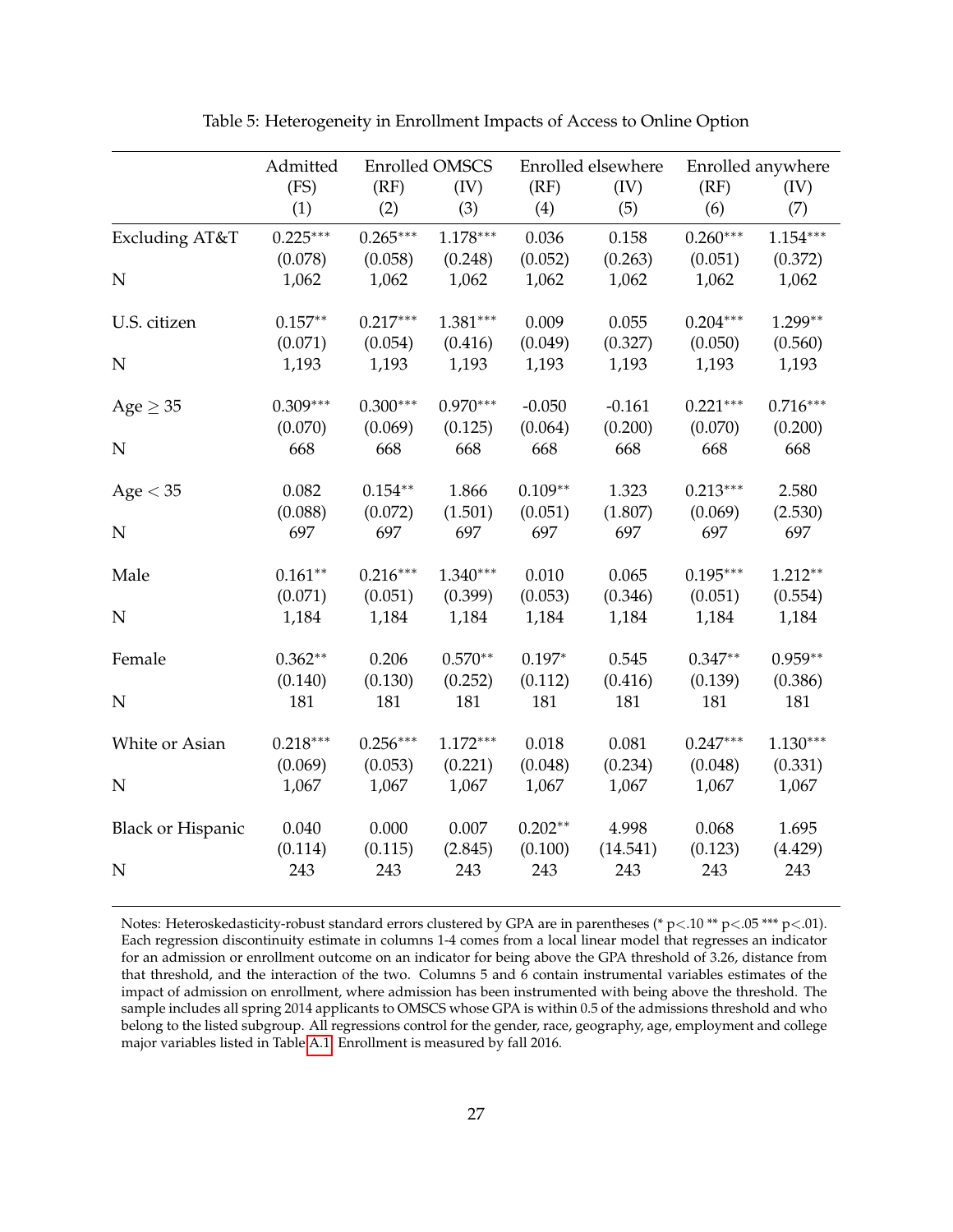Table 5: Heterogeneity in Enrollment Impacts of Access to Online Option

| | Admitted | Enrolled OMSCS | | Enrolled elsewhere | | Enrolled anywhere | |
|---|---|---|---|---|---|---|---|
| | (FS) | (RF) | (IV) | (RF) | (IV) | (RF) | (IV) |
| | (1) | (2) | (3) | (4) | (5) | (6) | (7) |
| Excluding AT&T | 0.225*** | 0.265*** | 1.178*** | 0.036 | 0.158 | 0.260*** | 1.154*** |
| | (0.078) | (0.058) | (0.248) | (0.052) | (0.263) | (0.051) | (0.372) |
| N | 1,062 | 1,062 | 1,062 | 1,062 | 1,062 | 1,062 | 1,062 |
| U.S. citizen | 0.157** | 0.217*** | 1.381*** | 0.009 | 0.055 | 0.204*** | 1.299** |
| | (0.071) | (0.054) | (0.416) | (0.049) | (0.327) | (0.050) | (0.560) |
| N | 1,193 | 1,193 | 1,193 | 1,193 | 1,193 | 1,193 | 1,193 |
| Age $\geq$ 35 | 0.309*** | 0.300*** | 0.970*** | -0.050 | -0.161 | 0.221*** | 0.716*** |
| | (0.070) | (0.069) | (0.125) | (0.064) | (0.200) | (0.070) | (0.200) |
| N | 668 | 668 | 668 | 668 | 668 | 668 | 668 |
| Age $<$ 35 | 0.082 | 0.154** | 1.866 | 0.109** | 1.323 | 0.213*** | 2.580 |
| | (0.088) | (0.072) | (1.501) | (0.051) | (1.807) | (0.069) | (2.530) |
| N | 697 | 697 | 697 | 697 | 697 | 697 | 697 |
| Male | 0.161** | 0.216*** | 1.340*** | 0.010 | 0.065 | 0.195*** | 1.212** |
| | (0.071) | (0.051) | (0.399) | (0.053) | (0.346) | (0.051) | (0.554) |
| N | 1,184 | 1,184 | 1,184 | 1,184 | 1,184 | 1,184 | 1,184 |
| Female | 0.362** | 0.206 | 0.570** | 0.197* | 0.545 | 0.347** | 0.959** |
| | (0.140) | (0.130) | (0.252) | (0.112) | (0.416) | (0.139) | (0.386) |
| N | 181 | 181 | 181 | 181 | 181 | 181 | 181 |
| White or Asian | 0.218*** | 0.256*** | 1.172*** | 0.018 | 0.081 | 0.247*** | 1.130*** |
| | (0.069) | (0.053) | (0.221) | (0.048) | (0.234) | (0.048) | (0.331) |
| N | 1,067 | 1,067 | 1,067 | 1,067 | 1,067 | 1,067 | 1,067 |
| Black or Hispanic | 0.040 | 0.000 | 0.007 | 0.202** | 4.998 | 0.068 | 1.695 |
| | (0.114) | (0.115) | (2.845) | (0.100) | (14.541) | (0.123) | (4.429) |
| N | 243 | 243 | 243 | 243 | 243 | 243 | 243 |

Notes: Heteroskedasticity-robust standard errors clustered by GPA are in parentheses (* p<.10 ** p<.05 *** p<.01). Each regression discontinuity estimate in columns 1-4 comes from a local linear model that regresses an indicator for an admission or enrollment outcome on an indicator for being above the GPA threshold of 3.26, distance from that threshold, and the interaction of the two. Columns 5 and 6 contain instrumental variables estimates of the impact of admission on enrollment, where admission has been instrumented with being above the threshold. The sample includes all spring 2014 applicants to OMSCS whose GPA is within 0.5 of the admissions threshold and who belong to the listed subgroup. All regressions control for the gender, race, geography, age, employment and college major variables listed in Table A.1. Enrollment is measured by fall 2016.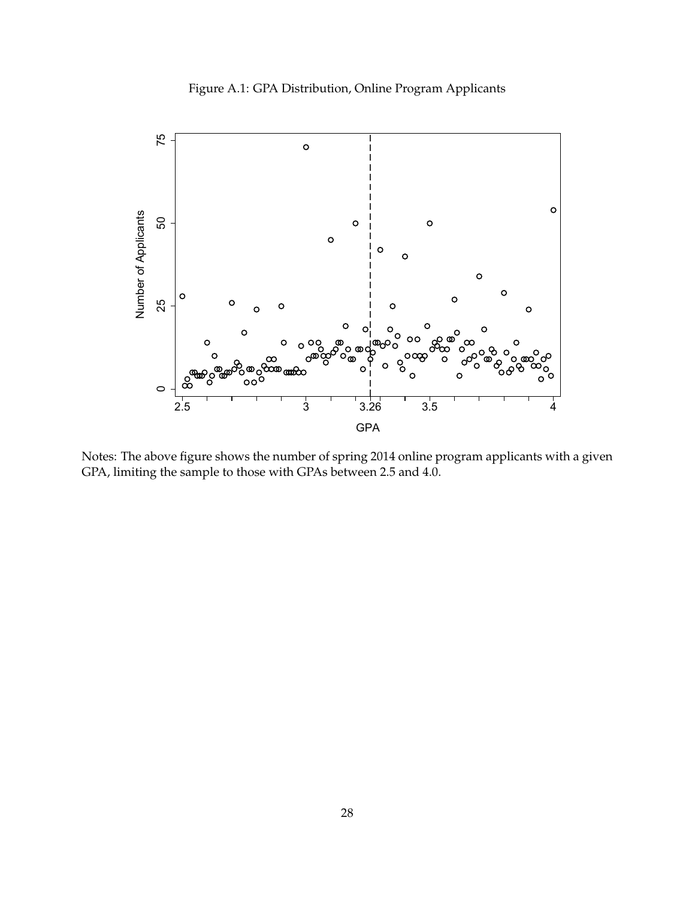Figure A.1: GPA Distribution, Online Program Applicants

Notes: The above figure shows the number of spring 2014 online program applicants with a given GPA, limiting the sample to those with GPAs between 2.5 and 4.0.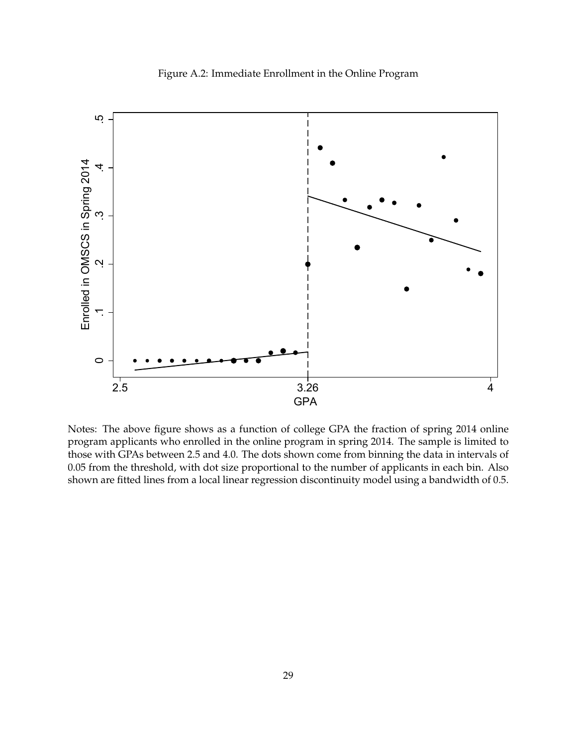Figure A.2: Immediate Enrollment in the Online Program

Notes: The above figure shows as a function of college GPA the fraction of spring 2014 online program applicants who enrolled in the online program in spring 2014. The sample is limited to those with GPAs between 2.5 and 4.0. The dots shown come from binning the data in intervals of 0.05 from the threshold, with dot size proportional to the number of applicants in each bin. Also shown are fitted lines from a local linear regression discontinuity model using a bandwidth of 0.5.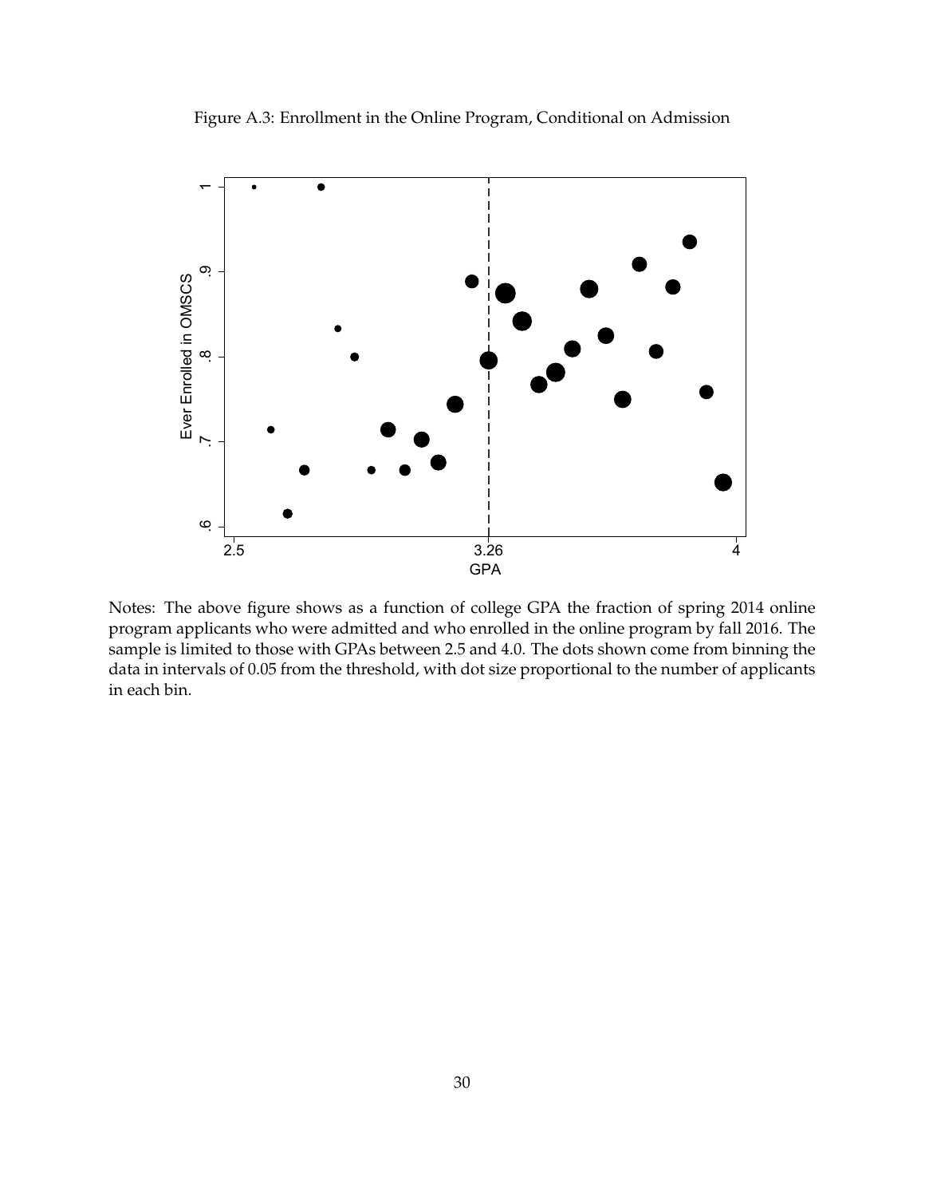Figure A.3: Enrollment in the Online Program, Conditional on Admission

Notes: The above figure shows as a function of college GPA the fraction of spring 2014 online program applicants who were admitted and who enrolled in the online program by fall 2016. The sample is limited to those with GPAs between 2.5 and 4.0. The dots shown come from binning the data in intervals of 0.05 from the threshold, with dot size proportional to the number of applicants in each bin.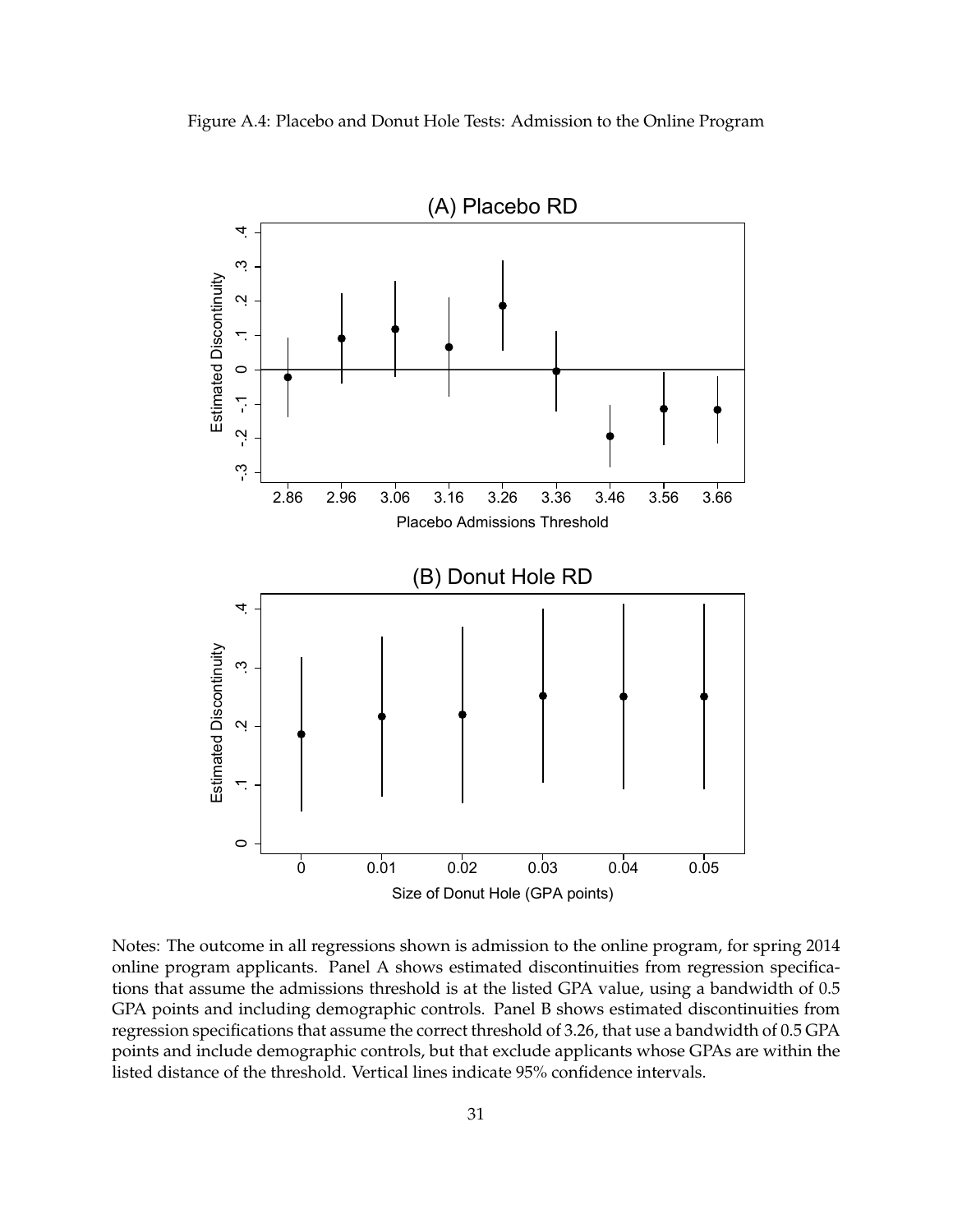Figure A.4: Placebo and Donut Hole Tests: Admission to the Online Program

Notes: The outcome in all regressions shown is admission to the online program, for spring 2014 online program applicants. Panel A shows estimated discontinuities from regression specifications that assume the admissions threshold is at the listed GPA value, using a bandwidth of 0.5 GPA points and including demographic controls. Panel B shows estimated discontinuities from regression specifications that assume the correct threshold of 3.26, that use a bandwidth of 0.5 GPA points and include demographic controls, but that exclude applicants whose GPAs are within the listed distance of the threshold. Vertical lines indicate 95% confidence intervals.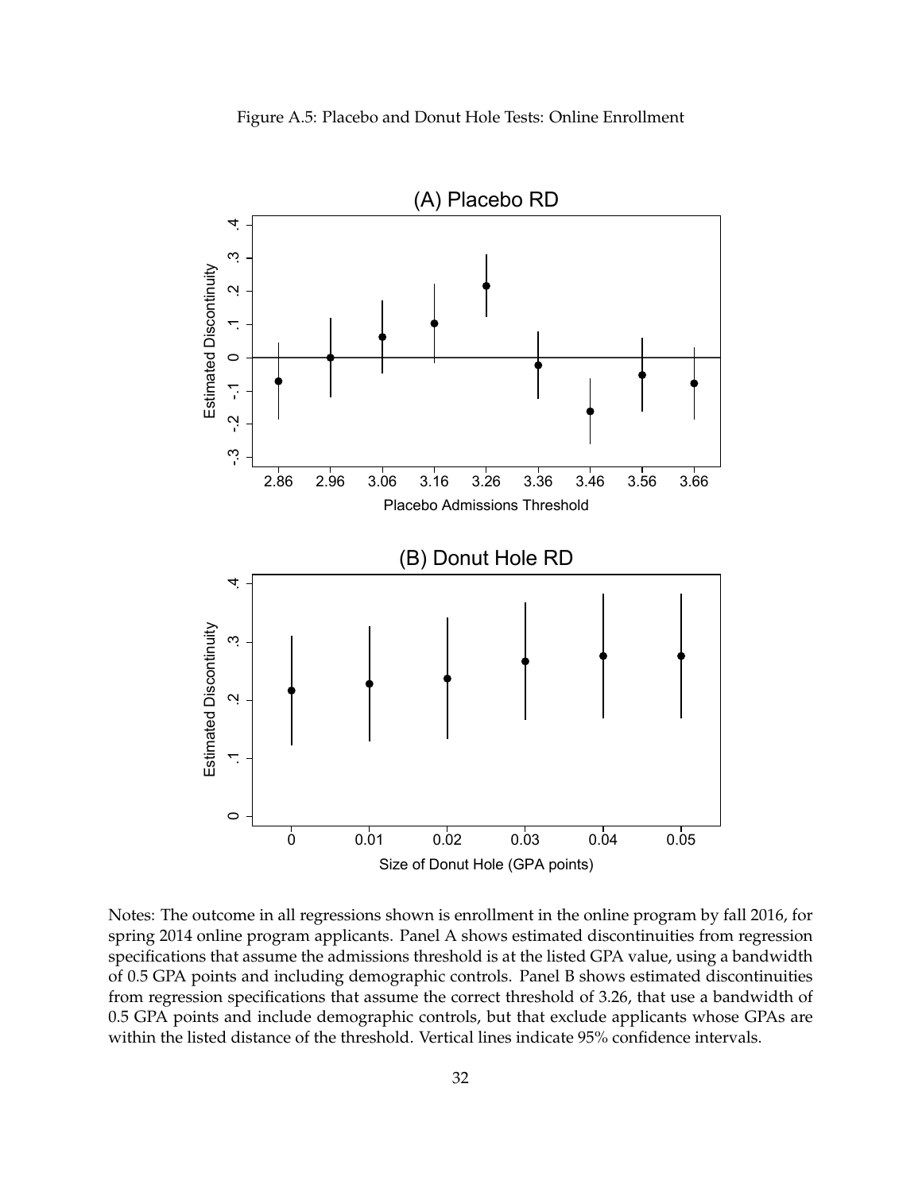Figure A.5: Placebo and Donut Hole Tests: Online Enrollment

Notes: The outcome in all regressions shown is enrollment in the online program by fall 2016, for spring 2014 online program applicants. Panel A shows estimated discontinuities from regression specifications that assume the admissions threshold is at the listed GPA value, using a bandwidth of 0.5 GPA points and including demographic controls. Panel B shows estimated discontinuities from regression specifications that assume the correct threshold of 3.26, that use a bandwidth of 0.5 GPA points and include demographic controls, but that exclude applicants whose GPAs are within the listed distance of the threshold. Vertical lines indicate 95% confidence intervals.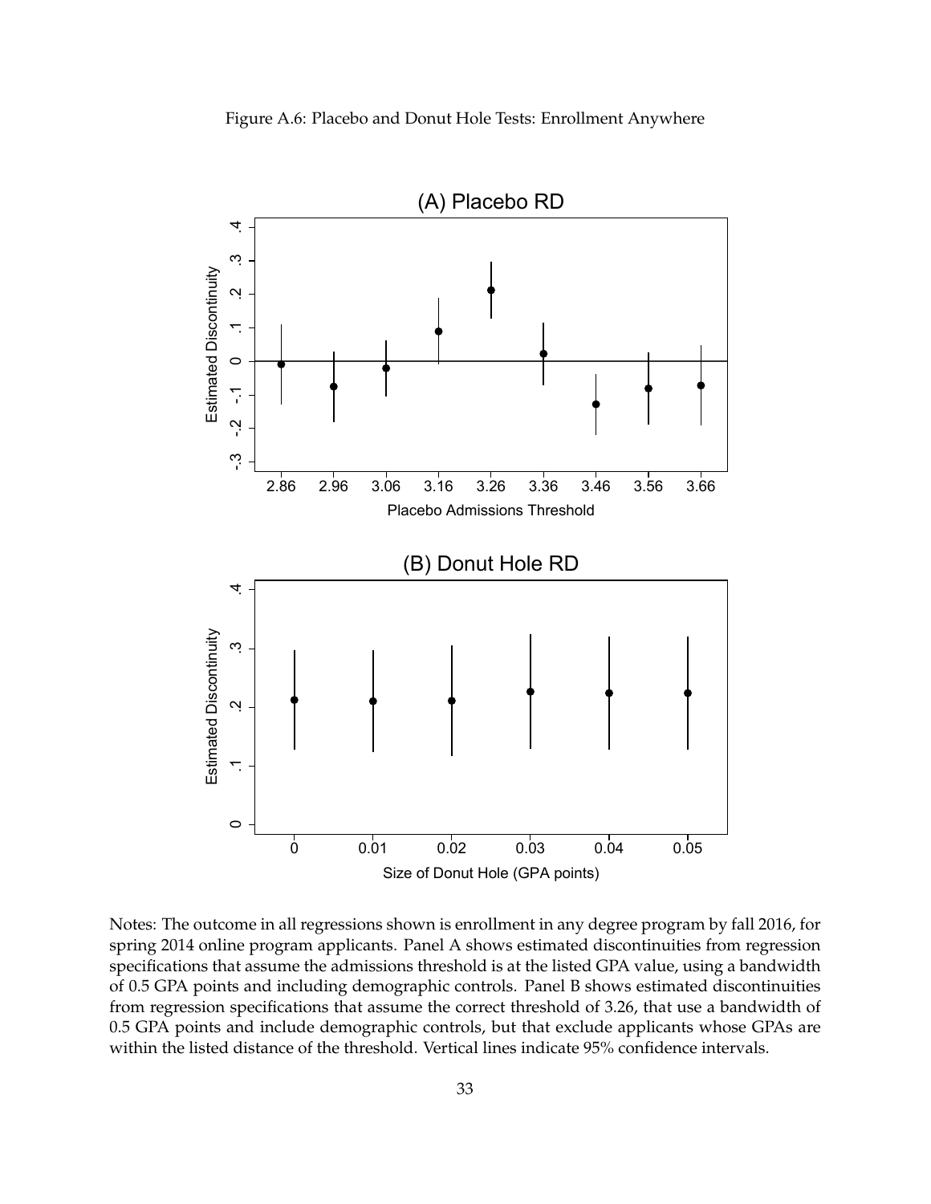Figure A.6: Placebo and Donut Hole Tests: Enrollment Anywhere

(A) Placebo RD

(B) Donut Hole RD

Notes: The outcome in all regressions shown is enrollment in any degree program by fall 2016, for spring 2014 online program applicants. Panel A shows estimated discontinuities from regression specifications that assume the admissions threshold is at the listed GPA value, using a bandwidth of 0.5 GPA points and including demographic controls. Panel B shows estimated discontinuities from regression specifications that assume the correct threshold of 3.26, that use a bandwidth of 0.5 GPA points and include demographic controls, but that exclude applicants whose GPAs are within the listed distance of the threshold. Vertical lines indicate 95% confidence intervals.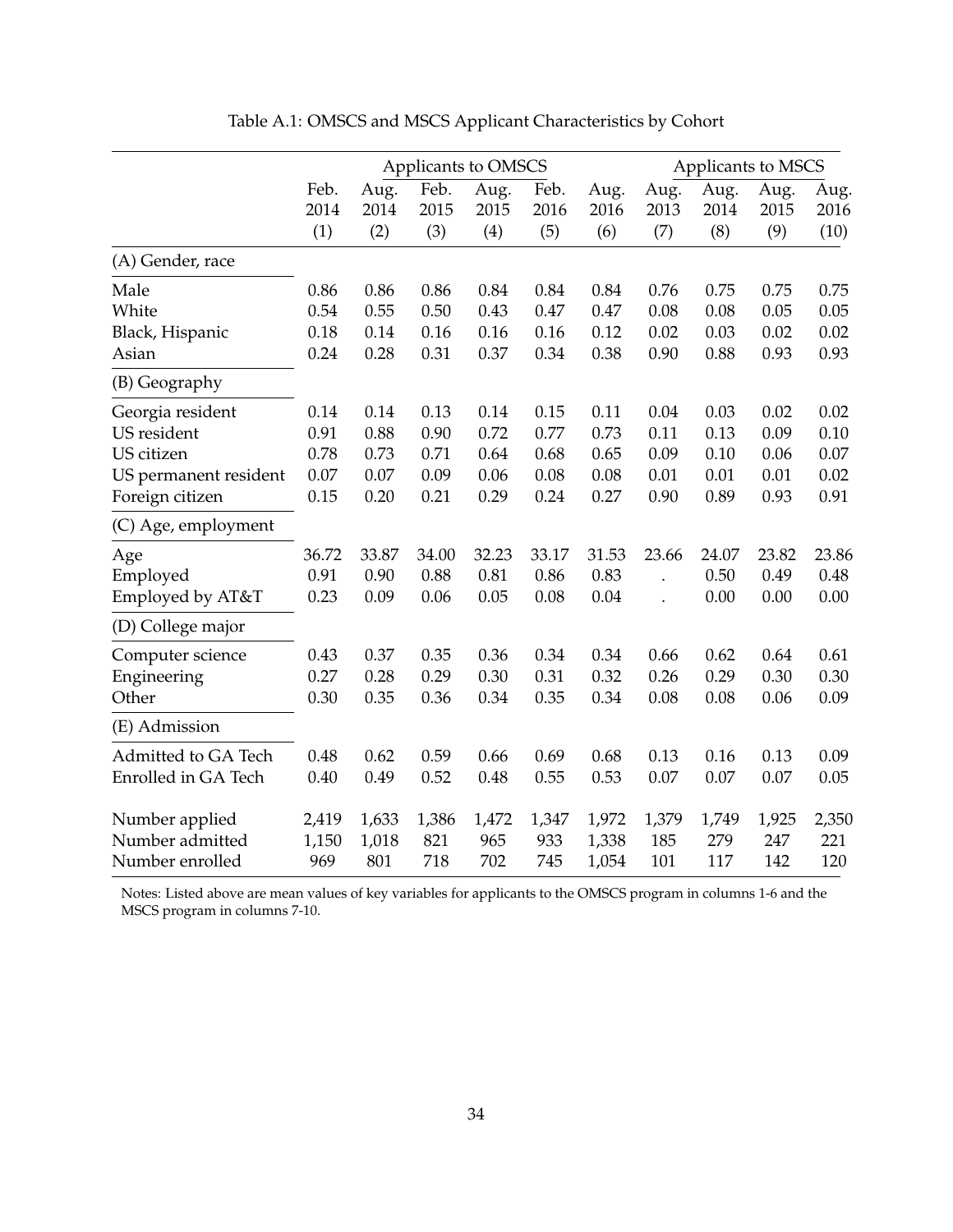Table A.1: OMSCS and MSCS Applicant Characteristics by Cohort

| | Applicants to OMSCS | | | | | | Applicants to MSCS | | | |
|---|---|---|---|---|---|---|---|---|---|---|
| | Feb. 2014 | Aug. 2014 | Feb. 2015 | Aug. 2015 | Feb. 2016 | Aug. 2016 | Aug. 2013 | Aug. 2014 | Aug. 2015 | Aug. 2016 |
| | (1) | (2) | (3) | (4) | (5) | (6) | (7) | (8) | (9) | (10) |
| (A) Gender, race | | | | | | | | | | |
| Male | 0.86 | 0.86 | 0.86 | 0.84 | 0.84 | 0.84 | 0.76 | 0.75 | 0.75 | 0.75 |
| White | 0.54 | 0.55 | 0.50 | 0.43 | 0.47 | 0.47 | 0.08 | 0.08 | 0.05 | 0.05 |
| Black, Hispanic | 0.18 | 0.14 | 0.16 | 0.16 | 0.16 | 0.12 | 0.02 | 0.03 | 0.02 | 0.02 |
| Asian | 0.24 | 0.28 | 0.31 | 0.37 | 0.34 | 0.38 | 0.90 | 0.88 | 0.93 | 0.93 |
| (B) Geography | | | | | | | | | | |
| Georgia resident | 0.14 | 0.14 | 0.13 | 0.14 | 0.15 | 0.11 | 0.04 | 0.03 | 0.02 | 0.02 |
| US resident | 0.91 | 0.88 | 0.90 | 0.72 | 0.77 | 0.73 | 0.11 | 0.13 | 0.09 | 0.10 |
| US citizen | 0.78 | 0.73 | 0.71 | 0.64 | 0.68 | 0.65 | 0.09 | 0.10 | 0.06 | 0.07 |
| US permanent resident | 0.07 | 0.07 | 0.09 | 0.06 | 0.08 | 0.08 | 0.01 | 0.01 | 0.01 | 0.02 |
| Foreign citizen | 0.15 | 0.20 | 0.21 | 0.29 | 0.24 | 0.27 | 0.90 | 0.89 | 0.93 | 0.91 |
| (C) Age, employment | | | | | | | | | | |
| Age | 36.72 | 33.87 | 34.00 | 32.23 | 33.17 | 31.53 | 23.66 | 24.07 | 23.82 | 23.86 |
| Employed | 0.91 | 0.90 | 0.88 | 0.81 | 0.86 | 0.83 | . | 0.50 | 0.49 | 0.48 |
| Employed by AT&T | 0.23 | 0.09 | 0.06 | 0.05 | 0.08 | 0.04 | . | 0.00 | 0.00 | 0.00 |
| (D) College major | | | | | | | | | | |
| Computer science | 0.43 | 0.37 | 0.35 | 0.36 | 0.34 | 0.34 | 0.66 | 0.62 | 0.64 | 0.61 |
| Engineering | 0.27 | 0.28 | 0.29 | 0.30 | 0.31 | 0.32 | 0.26 | 0.29 | 0.30 | 0.30 |
| Other | 0.30 | 0.35 | 0.36 | 0.34 | 0.35 | 0.34 | 0.08 | 0.08 | 0.06 | 0.09 |
| (E) Admission | | | | | | | | | | |
| Admitted to GA Tech | 0.48 | 0.62 | 0.59 | 0.66 | 0.69 | 0.68 | 0.13 | 0.16 | 0.13 | 0.09 |
| Enrolled in GA Tech | 0.40 | 0.49 | 0.52 | 0.48 | 0.55 | 0.53 | 0.07 | 0.07 | 0.07 | 0.05 |
| Number applied | 2,419 | 1,633 | 1,386 | 1,472 | 1,347 | 1,972 | 1,379 | 1,749 | 1,925 | 2,350 |
| Number admitted | 1,150 | 1,018 | 821 | 965 | 933 | 1,338 | 185 | 279 | 247 | 221 |
| Number enrolled | 969 | 801 | 718 | 702 | 745 | 1,054 | 101 | 117 | 142 | 120 |

Notes: Listed above are mean values of key variables for applicants to the OMSCS program in columns 1-6 and the MSCS program in columns 7-10.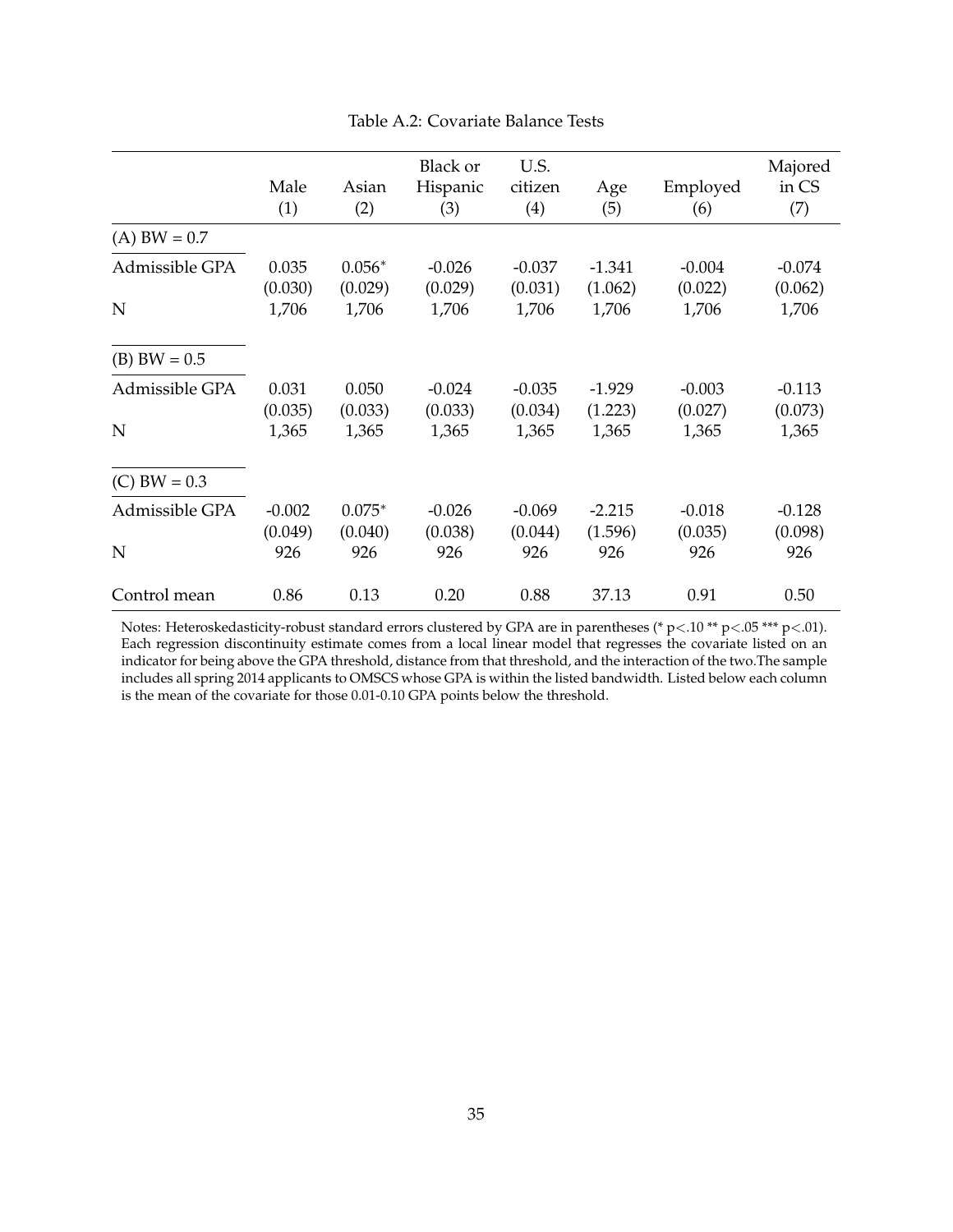Table A.2: Covariate Balance Tests

| | Male (1) | Asian (2) | Black or Hispanic (3) | U.S. citizen (4) | Age (5) | Employed (6) | Majored in CS (7) |
|---|---|---|---|---|---|---|---|
| (A) BW = 0.7 | | | | | | | |
| Admissible GPA | 0.035 | 0.056* | -0.026 | -0.037 | -1.341 | -0.004 | -0.074 |
| | (0.030) | (0.029) | (0.029) | (0.031) | (1.062) | (0.022) | (0.062) |
| N | 1,706 | 1,706 | 1,706 | 1,706 | 1,706 | 1,706 | 1,706 |
| (B) BW = 0.5 | | | | | | | |
| Admissible GPA | 0.031 | 0.050 | -0.024 | -0.035 | -1.929 | -0.003 | -0.113 |
| | (0.035) | (0.033) | (0.033) | (0.034) | (1.223) | (0.027) | (0.073) |
| N | 1,365 | 1,365 | 1,365 | 1,365 | 1,365 | 1,365 | 1,365 |
| (C) BW = 0.3 | | | | | | | |
| Admissible GPA | -0.002 | 0.075* | -0.026 | -0.069 | -2.215 | -0.018 | -0.128 |
| | (0.049) | (0.040) | (0.038) | (0.044) | (1.596) | (0.035) | (0.098) |
| N | 926 | 926 | 926 | 926 | 926 | 926 | 926 |
| Control mean | 0.86 | 0.13 | 0.20 | 0.88 | 37.13 | 0.91 | 0.50 |

Notes: Heteroskedasticity-robust standard errors clustered by GPA are in parentheses (* p<.10 ** p<.05 *** p<.01). Each regression discontinuity estimate comes from a local linear model that regresses the covariate listed on an indicator for being above the GPA threshold, distance from that threshold, and the interaction of the two.The sample includes all spring 2014 applicants to OMSCS whose GPA is within the listed bandwidth. Listed below each column is the mean of the covariate for those 0.01-0.10 GPA points below the threshold.